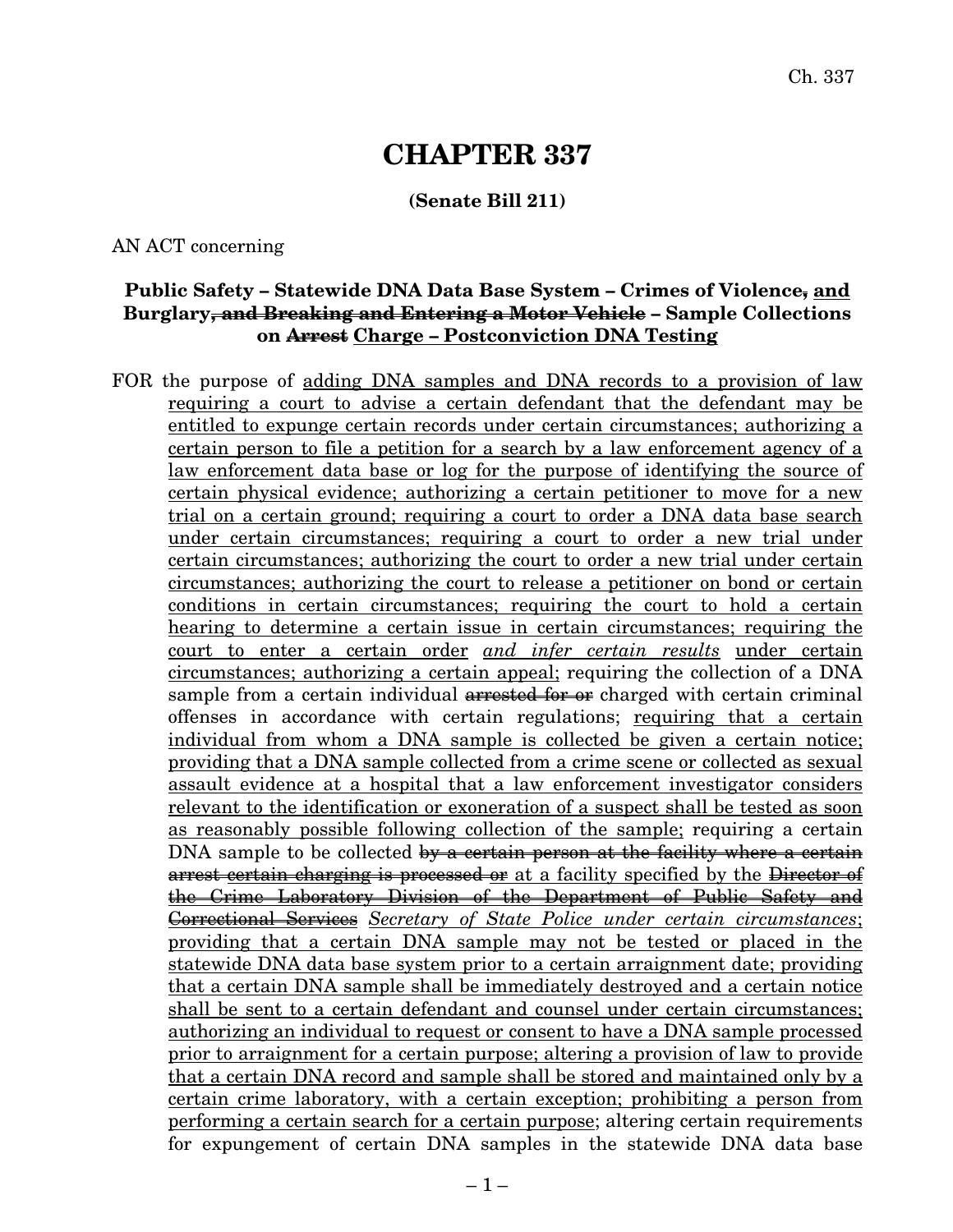# CHAPTER 337

**(Senate Bill 211)**

AN ACT concerning

**Public Safety – Statewide DNA Data Base System – Crimes of Violence~~,~~ <u>and</u> Burglary~~, and Breaking and Entering a Motor Vehicle~~ – Sample Collections on ~~Arrest~~ <u>Charge – Postconviction DNA Testing</u>**

FOR the purpose of <u>adding DNA samples and DNA records to a provision of law requiring a court to advise a certain defendant that the defendant may be entitled to expunge certain records under certain circumstances; authorizing a certain person to file a petition for a search by a law enforcement agency of a law enforcement data base or log for the purpose of identifying the source of certain physical evidence; authorizing a certain petitioner to move for a new trial on a certain ground; requiring a court to order a DNA data base search under certain circumstances; requiring a court to order a new trial under certain circumstances; authorizing the court to order a new trial under certain circumstances; authorizing the court to release a petitioner on bond or certain conditions in certain circumstances; requiring the court to hold a certain hearing to determine a certain issue in certain circumstances; requiring the court to enter a certain order</u> <u>*and infer certain results*</u> <u>under certain circumstances; authorizing a certain appeal;</u> requiring the collection of a DNA sample from a certain individual ~~arrested for or~~ charged with certain criminal offenses in accordance with certain regulations; <u>requiring that a certain individual from whom a DNA sample is collected be given a certain notice; providing that a DNA sample collected from a crime scene or collected as sexual assault evidence at a hospital that a law enforcement investigator considers relevant to the identification or exoneration of a suspect shall be tested as soon as reasonably possible following collection of the sample;</u> requiring a certain DNA sample to be collected ~~by a certain person at the facility where a certain arrest certain charging is processed or~~ at a facility specified by the ~~Director of the Crime Laboratory Division of the Department of Public Safety and Correctional Services~~ *Secretary of State Police under certain circumstances*; <u>providing that a certain DNA sample may not be tested or placed in the statewide DNA data base system prior to a certain arraignment date; providing that a certain DNA sample shall be immediately destroyed and a certain notice shall be sent to a certain defendant and counsel under certain circumstances; authorizing an individual to request or consent to have a DNA sample processed prior to arraignment for a certain purpose; altering a provision of law to provide that a certain DNA record and sample shall be stored and maintained only by a certain crime laboratory, with a certain exception; prohibiting a person from performing a certain search for a certain purpose</u>; altering certain requirements for expungement of certain DNA samples in the statewide DNA data base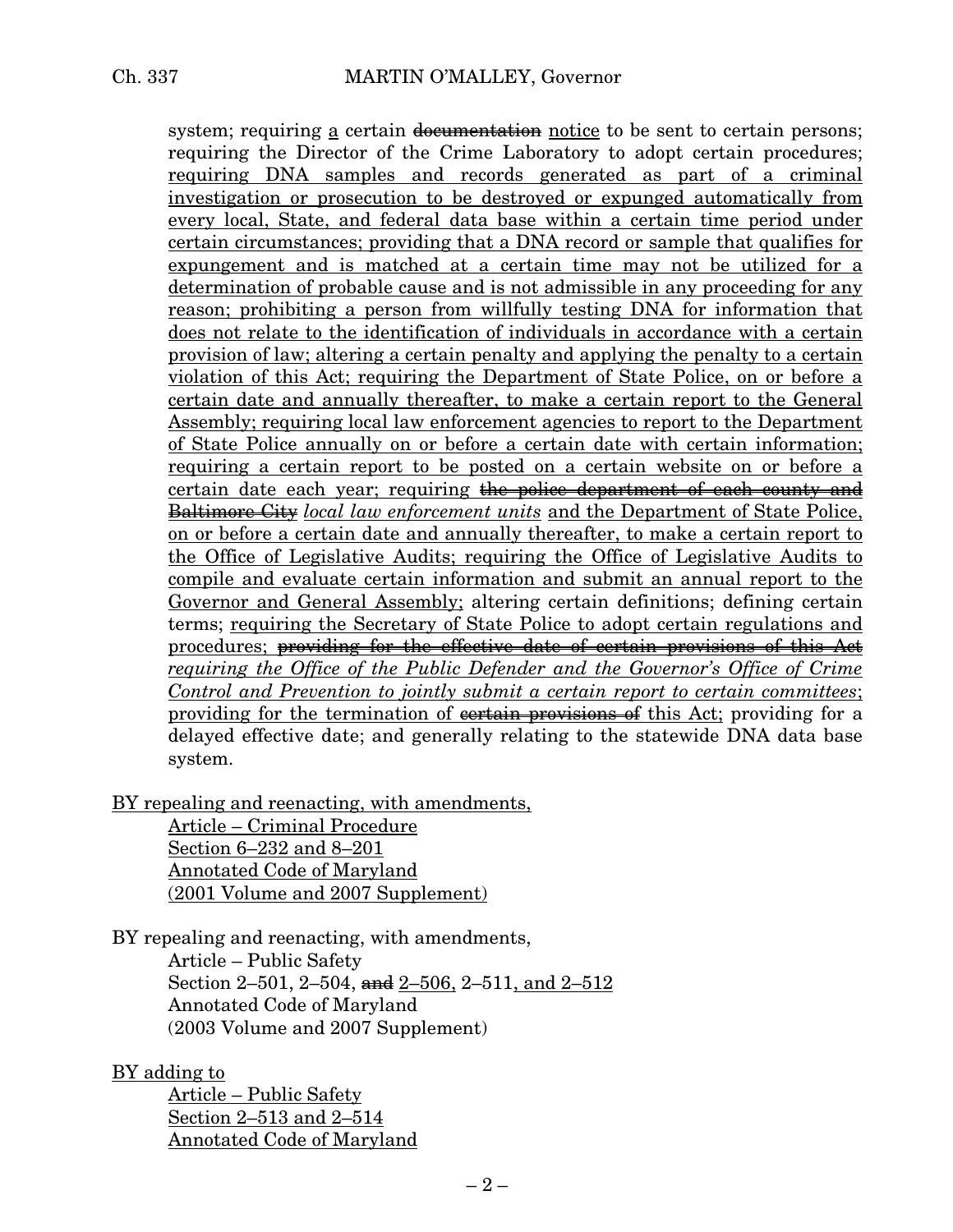system; requiring a certain ~~documentation~~ notice to be sent to certain persons; requiring the Director of the Crime Laboratory to adopt certain procedures; requiring DNA samples and records generated as part of a criminal investigation or prosecution to be destroyed or expunged automatically from every local, State, and federal data base within a certain time period under certain circumstances; providing that a DNA record or sample that qualifies for expungement and is matched at a certain time may not be utilized for a determination of probable cause and is not admissible in any proceeding for any reason; prohibiting a person from willfully testing DNA for information that does not relate to the identification of individuals in accordance with a certain provision of law; altering a certain penalty and applying the penalty to a certain violation of this Act; requiring the Department of State Police, on or before a certain date and annually thereafter, to make a certain report to the General Assembly; requiring local law enforcement agencies to report to the Department of State Police annually on or before a certain date with certain information; requiring a certain report to be posted on a certain website on or before a certain date each year; requiring ~~the police department of each county and Baltimore City~~ *local law enforcement units* and the Department of State Police, on or before a certain date and annually thereafter, to make a certain report to the Office of Legislative Audits; requiring the Office of Legislative Audits to compile and evaluate certain information and submit an annual report to the Governor and General Assembly; altering certain definitions; defining certain terms; requiring the Secretary of State Police to adopt certain regulations and procedures; ~~providing for the effective date of certain provisions of this Act~~ *requiring the Office of the Public Defender and the Governor's Office of Crime Control and Prevention to jointly submit a certain report to certain committees*; providing for the termination of ~~certain provisions of~~ this Act; providing for a delayed effective date; and generally relating to the statewide DNA data base system.

BY repealing and reenacting, with amendments,
Article – Criminal Procedure
Section 6–232 and 8–201
Annotated Code of Maryland
(2001 Volume and 2007 Supplement)

BY repealing and reenacting, with amendments,
Article – Public Safety
Section 2–501, 2–504, ~~and~~ 2–506, 2–511, and 2–512
Annotated Code of Maryland
(2003 Volume and 2007 Supplement)

BY adding to
Article – Public Safety
Section 2–513 and 2–514
Annotated Code of Maryland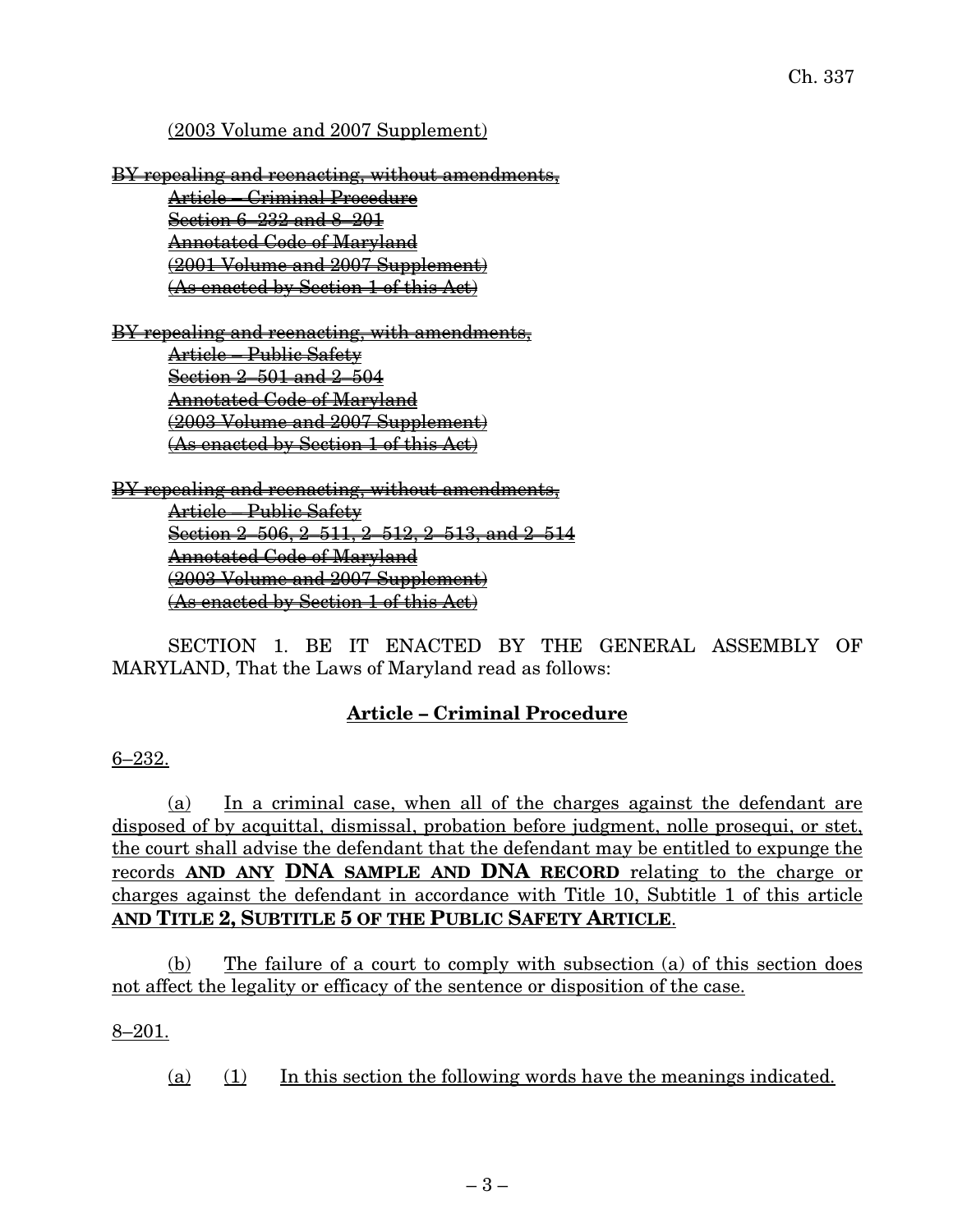(2003 Volume and 2007 Supplement)

~~BY repealing and reenacting, without amendments,~~
~~Article – Criminal Procedure~~
~~Section 6–232 and 8–201~~
~~Annotated Code of Maryland~~
~~(2001 Volume and 2007 Supplement)~~
~~(As enacted by Section 1 of this Act)~~

~~BY repealing and reenacting, with amendments,~~
~~Article – Public Safety~~
~~Section 2–501 and 2–504~~
~~Annotated Code of Maryland~~
~~(2003 Volume and 2007 Supplement)~~
~~(As enacted by Section 1 of this Act)~~

~~BY repealing and reenacting, without amendments,~~
~~Article – Public Safety~~
~~Section 2–506, 2–511, 2–512, 2–513, and 2–514~~
~~Annotated Code of Maryland~~
~~(2003 Volume and 2007 Supplement)~~
~~(As enacted by Section 1 of this Act)~~

SECTION 1. BE IT ENACTED BY THE GENERAL ASSEMBLY OF MARYLAND, That the Laws of Maryland read as follows:

## Article – Criminal Procedure

6–232.

(a) In a criminal case, when all of the charges against the defendant are disposed of by acquittal, dismissal, probation before judgment, nolle prosequi, or stet, the court shall advise the defendant that the defendant may be entitled to expunge the records **AND ANY DNA SAMPLE AND DNA RECORD** relating to the charge or charges against the defendant in accordance with Title 10, Subtitle 1 of this article **AND TITLE 2, SUBTITLE 5 OF THE PUBLIC SAFETY ARTICLE**.

(b) The failure of a court to comply with subsection (a) of this section does not affect the legality or efficacy of the sentence or disposition of the case.

8–201.

(a) (1) In this section the following words have the meanings indicated.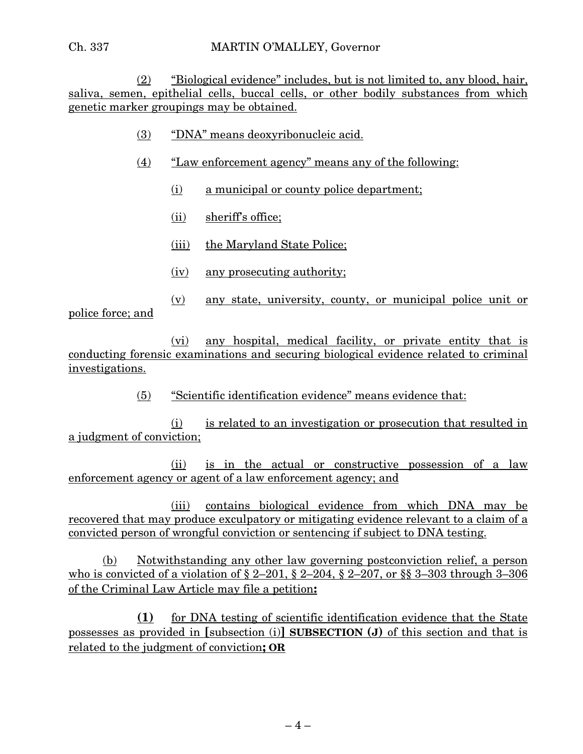(2) "Biological evidence" includes, but is not limited to, any blood, hair, saliva, semen, epithelial cells, buccal cells, or other bodily substances from which genetic marker groupings may be obtained.

(3) "DNA" means deoxyribonucleic acid.

(4) "Law enforcement agency" means any of the following:

(i) a municipal or county police department;

(ii) sheriff's office;

(iii) the Maryland State Police;

(iv) any prosecuting authority;

(v) any state, university, county, or municipal police unit or police force; and

(vi) any hospital, medical facility, or private entity that is conducting forensic examinations and securing biological evidence related to criminal investigations.

(5) "Scientific identification evidence" means evidence that:

(i) is related to an investigation or prosecution that resulted in a judgment of conviction;

(ii) is in the actual or constructive possession of a law enforcement agency or agent of a law enforcement agency; and

(iii) contains biological evidence from which DNA may be recovered that may produce exculpatory or mitigating evidence relevant to a claim of a convicted person of wrongful conviction or sentencing if subject to DNA testing.

(b) Notwithstanding any other law governing postconviction relief, a person who is convicted of a violation of § 2–201, § 2–204, § 2–207, or §§ 3–303 through 3–306 of the Criminal Law Article may file a petition**:**

**(1)** for DNA testing of scientific identification evidence that the State possesses as provided in **[**subsection (i)**]** **SUBSECTION (J)** of this section and that is related to the judgment of conviction**; OR**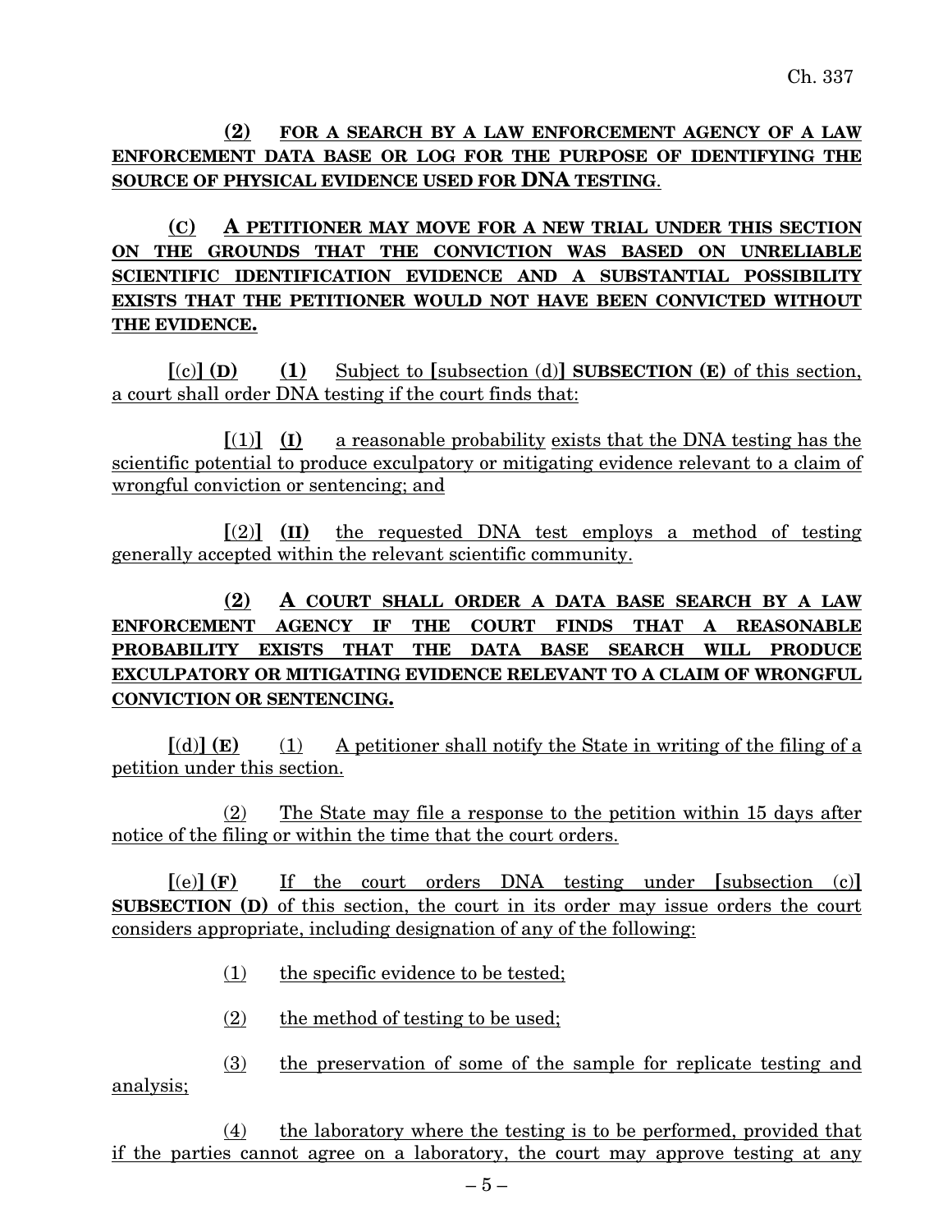**(2)** **FOR A SEARCH BY A LAW ENFORCEMENT AGENCY OF A LAW ENFORCEMENT DATA BASE OR LOG FOR THE PURPOSE OF IDENTIFYING THE SOURCE OF PHYSICAL EVIDENCE USED FOR DNA TESTING**.

**(C)** **A PETITIONER MAY MOVE FOR A NEW TRIAL UNDER THIS SECTION ON THE GROUNDS THAT THE CONVICTION WAS BASED ON UNRELIABLE SCIENTIFIC IDENTIFICATION EVIDENCE AND A SUBSTANTIAL POSSIBILITY EXISTS THAT THE PETITIONER WOULD NOT HAVE BEEN CONVICTED WITHOUT THE EVIDENCE.**

**[**(c)**]** **(D)** **(1)** Subject to **[**subsection (d)**]** **SUBSECTION (E)** of this section, a court shall order DNA testing if the court finds that:

**[**(1)**]** **(I)** a reasonable probability exists that the DNA testing has the scientific potential to produce exculpatory or mitigating evidence relevant to a claim of wrongful conviction or sentencing; and

**[**(2)**]** **(II)** the requested DNA test employs a method of testing generally accepted within the relevant scientific community.

**(2)** **A COURT SHALL ORDER A DATA BASE SEARCH BY A LAW ENFORCEMENT AGENCY IF THE COURT FINDS THAT A REASONABLE PROBABILITY EXISTS THAT THE DATA BASE SEARCH WILL PRODUCE EXCULPATORY OR MITIGATING EVIDENCE RELEVANT TO A CLAIM OF WRONGFUL CONVICTION OR SENTENCING.**

**[**(d)**]** **(E)** (1) A petitioner shall notify the State in writing of the filing of a petition under this section.

(2) The State may file a response to the petition within 15 days after notice of the filing or within the time that the court orders.

**[**(e)**]** **(F)** If the court orders DNA testing under **[**subsection (c)**]** **SUBSECTION (D)** of this section, the court in its order may issue orders the court considers appropriate, including designation of any of the following:

(1) the specific evidence to be tested;

(2) the method of testing to be used;

(3) the preservation of some of the sample for replicate testing and analysis;

(4) the laboratory where the testing is to be performed, provided that if the parties cannot agree on a laboratory, the court may approve testing at any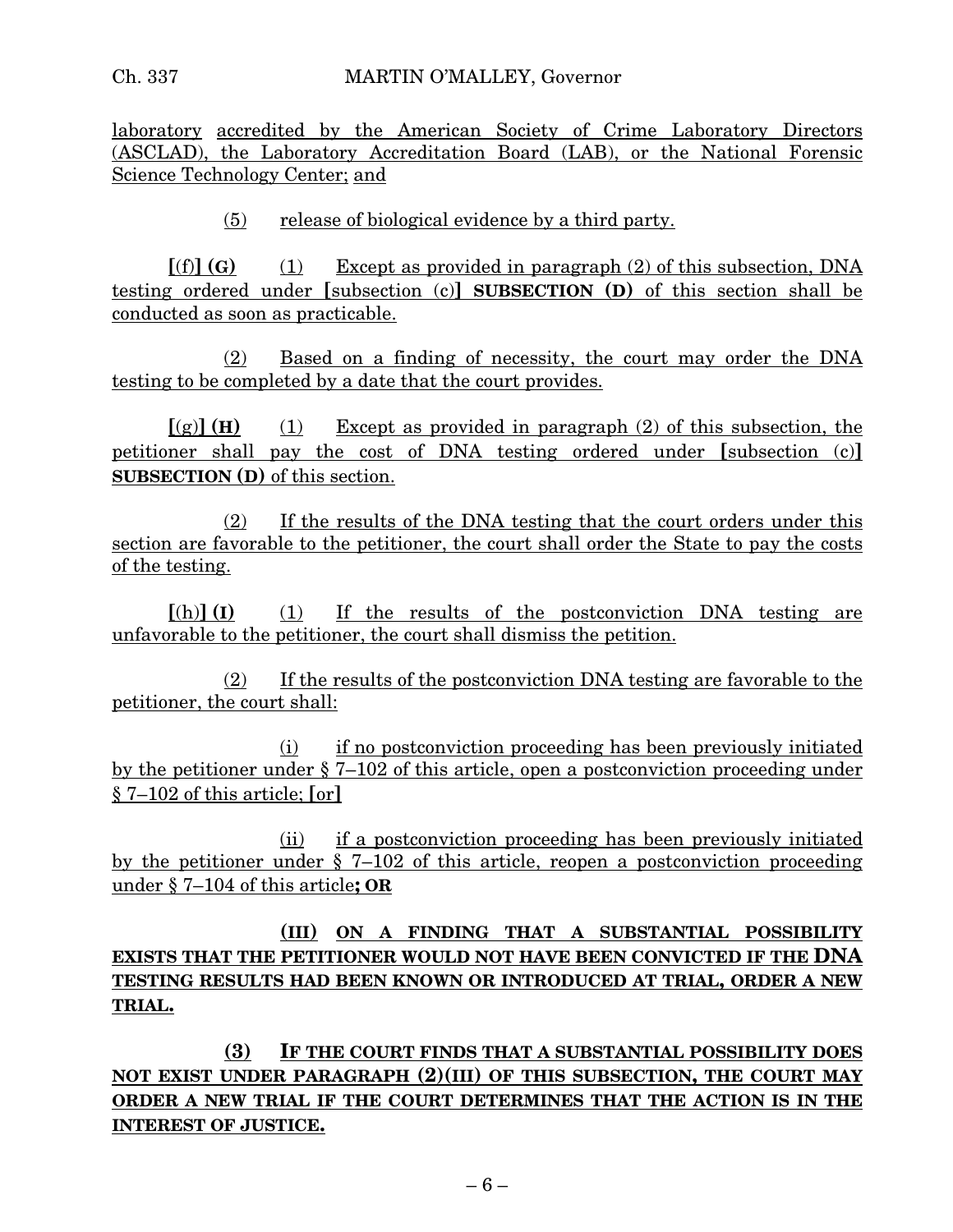laboratory accredited by the American Society of Crime Laboratory Directors (ASCLAD), the Laboratory Accreditation Board (LAB), or the National Forensic Science Technology Center; and

(5) release of biological evidence by a third party.

**[**(f)**] (G)** (1) Except as provided in paragraph (2) of this subsection, DNA testing ordered under **[**subsection (c)**] SUBSECTION (D)** of this section shall be conducted as soon as practicable.

(2) Based on a finding of necessity, the court may order the DNA testing to be completed by a date that the court provides.

**[**(g)**] (H)** (1) Except as provided in paragraph (2) of this subsection, the petitioner shall pay the cost of DNA testing ordered under **[**subsection (c)**] SUBSECTION (D)** of this section.

(2) If the results of the DNA testing that the court orders under this section are favorable to the petitioner, the court shall order the State to pay the costs of the testing.

**[**(h)**] (I)** (1) If the results of the postconviction DNA testing are unfavorable to the petitioner, the court shall dismiss the petition.

(2) If the results of the postconviction DNA testing are favorable to the petitioner, the court shall:

(i) if no postconviction proceeding has been previously initiated by the petitioner under § 7–102 of this article, open a postconviction proceeding under § 7–102 of this article; **[**or**]**

(ii) if a postconviction proceeding has been previously initiated by the petitioner under § 7–102 of this article, reopen a postconviction proceeding under § 7–104 of this article**; OR**

**(III) ON A FINDING THAT A SUBSTANTIAL POSSIBILITY EXISTS THAT THE PETITIONER WOULD NOT HAVE BEEN CONVICTED IF THE DNA TESTING RESULTS HAD BEEN KNOWN OR INTRODUCED AT TRIAL, ORDER A NEW TRIAL.**

**(3) IF THE COURT FINDS THAT A SUBSTANTIAL POSSIBILITY DOES NOT EXIST UNDER PARAGRAPH (2)(III) OF THIS SUBSECTION, THE COURT MAY ORDER A NEW TRIAL IF THE COURT DETERMINES THAT THE ACTION IS IN THE INTEREST OF JUSTICE.**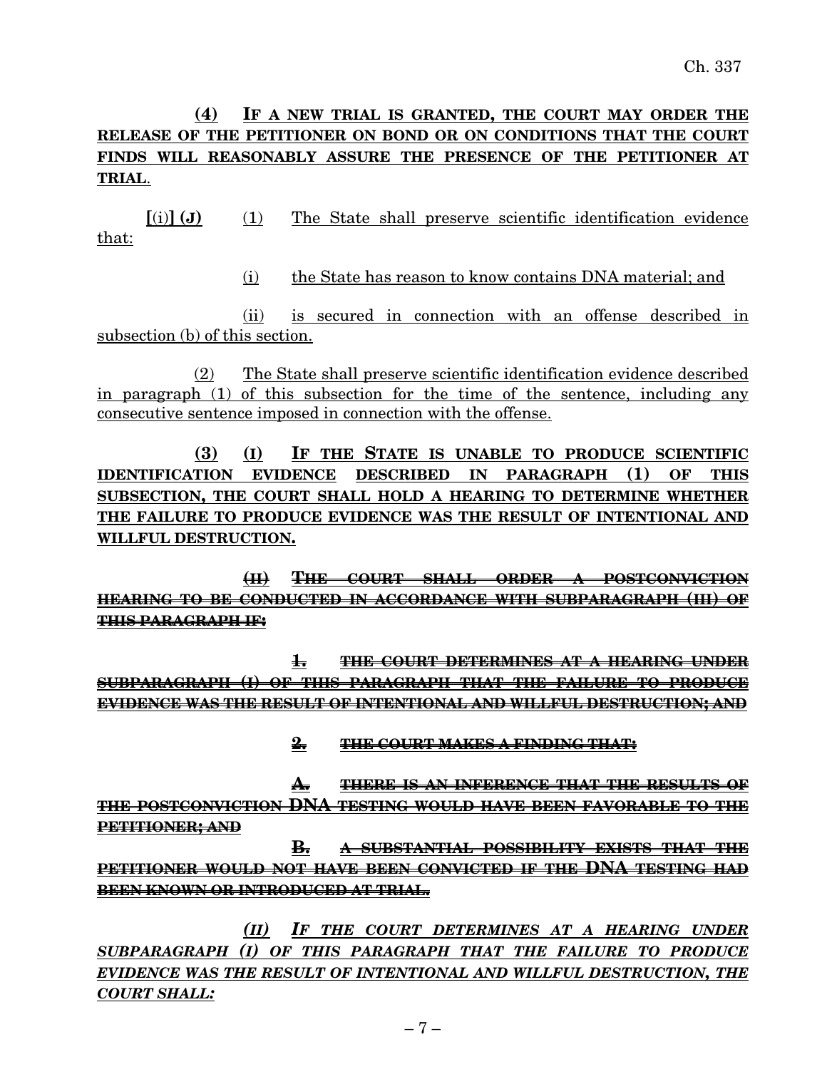**(4) IF A NEW TRIAL IS GRANTED, THE COURT MAY ORDER THE RELEASE OF THE PETITIONER ON BOND OR ON CONDITIONS THAT THE COURT FINDS WILL REASONABLY ASSURE THE PRESENCE OF THE PETITIONER AT TRIAL.**

[(i)] **(J)** (1) The State shall preserve scientific identification evidence that:

(i) the State has reason to know contains DNA material; and

(ii) is secured in connection with an offense described in subsection (b) of this section.

(2) The State shall preserve scientific identification evidence described in paragraph (1) of this subsection for the time of the sentence, including any consecutive sentence imposed in connection with the offense.

**(3) (I) IF THE STATE IS UNABLE TO PRODUCE SCIENTIFIC IDENTIFICATION EVIDENCE DESCRIBED IN PARAGRAPH (1) OF THIS SUBSECTION, THE COURT SHALL HOLD A HEARING TO DETERMINE WHETHER THE FAILURE TO PRODUCE EVIDENCE WAS THE RESULT OF INTENTIONAL AND WILLFUL DESTRUCTION.**

~~**(II) THE COURT SHALL ORDER A POSTCONVICTION HEARING TO BE CONDUCTED IN ACCORDANCE WITH SUBPARAGRAPH (III) OF THIS PARAGRAPH IF:**~~

~~**1. THE COURT DETERMINES AT A HEARING UNDER SUBPARAGRAPH (I) OF THIS PARAGRAPH THAT THE FAILURE TO PRODUCE EVIDENCE WAS THE RESULT OF INTENTIONAL AND WILLFUL DESTRUCTION; AND**~~

~~**2. THE COURT MAKES A FINDING THAT:**~~

~~**A. THERE IS AN INFERENCE THAT THE RESULTS OF THE POSTCONVICTION DNA TESTING WOULD HAVE BEEN FAVORABLE TO THE PETITIONER; AND**~~

~~**B. A SUBSTANTIAL POSSIBILITY EXISTS THAT THE PETITIONER WOULD NOT HAVE BEEN CONVICTED IF THE DNA TESTING HAD BEEN KNOWN OR INTRODUCED AT TRIAL.**~~

***(II) IF THE COURT DETERMINES AT A HEARING UNDER SUBPARAGRAPH (I) OF THIS PARAGRAPH THAT THE FAILURE TO PRODUCE EVIDENCE WAS THE RESULT OF INTENTIONAL AND WILLFUL DESTRUCTION, THE COURT SHALL:***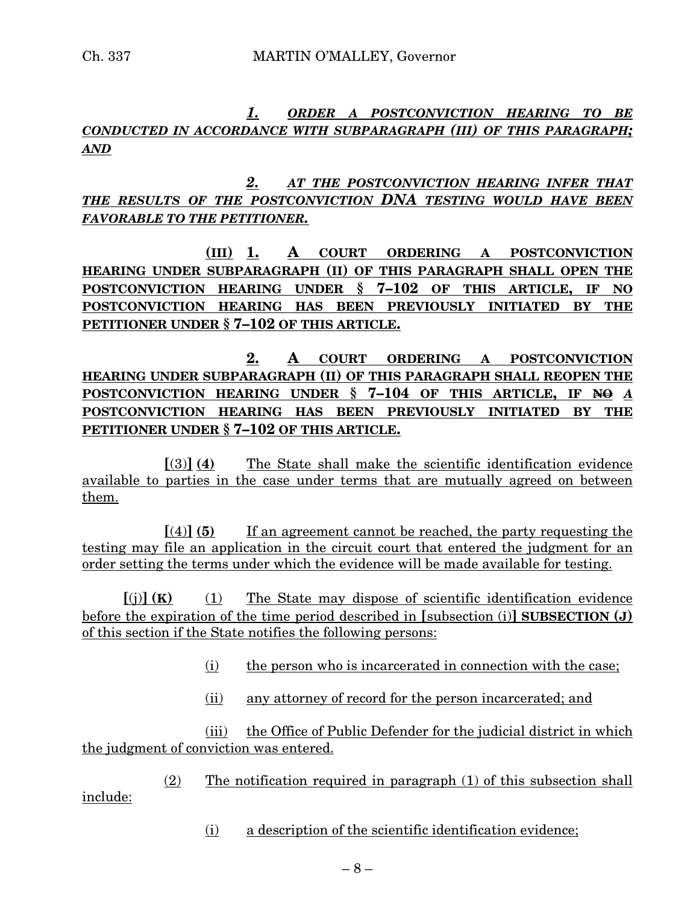*1. ORDER A POSTCONVICTION HEARING TO BE CONDUCTED IN ACCORDANCE WITH SUBPARAGRAPH (III) OF THIS PARAGRAPH; AND*

*2. AT THE POSTCONVICTION HEARING INFER THAT THE RESULTS OF THE POSTCONVICTION DNA TESTING WOULD HAVE BEEN FAVORABLE TO THE PETITIONER.*

**(III) 1. A COURT ORDERING A POSTCONVICTION HEARING UNDER SUBPARAGRAPH (II) OF THIS PARAGRAPH SHALL OPEN THE POSTCONVICTION HEARING UNDER § 7–102 OF THIS ARTICLE, IF NO POSTCONVICTION HEARING HAS BEEN PREVIOUSLY INITIATED BY THE PETITIONER UNDER § 7–102 OF THIS ARTICLE.**

**2. A COURT ORDERING A POSTCONVICTION HEARING UNDER SUBPARAGRAPH (II) OF THIS PARAGRAPH SHALL REOPEN THE POSTCONVICTION HEARING UNDER § 7–104 OF THIS ARTICLE, IF ~~NO~~** ***A*** **POSTCONVICTION HEARING HAS BEEN PREVIOUSLY INITIATED BY THE PETITIONER UNDER § 7–102 OF THIS ARTICLE.**

[(3)] **(4)** The State shall make the scientific identification evidence available to parties in the case under terms that are mutually agreed on between them.

[(4)] **(5)** If an agreement cannot be reached, the party requesting the testing may file an application in the circuit court that entered the judgment for an order setting the terms under which the evidence will be made available for testing.

[(j)] **(K)** (1) The State may dispose of scientific identification evidence before the expiration of the time period described in [subsection (i)] **SUBSECTION (J)** of this section if the State notifies the following persons:

(i) the person who is incarcerated in connection with the case;

(ii) any attorney of record for the person incarcerated; and

(iii) the Office of Public Defender for the judicial district in which the judgment of conviction was entered.

(2) The notification required in paragraph (1) of this subsection shall include:

(i) a description of the scientific identification evidence;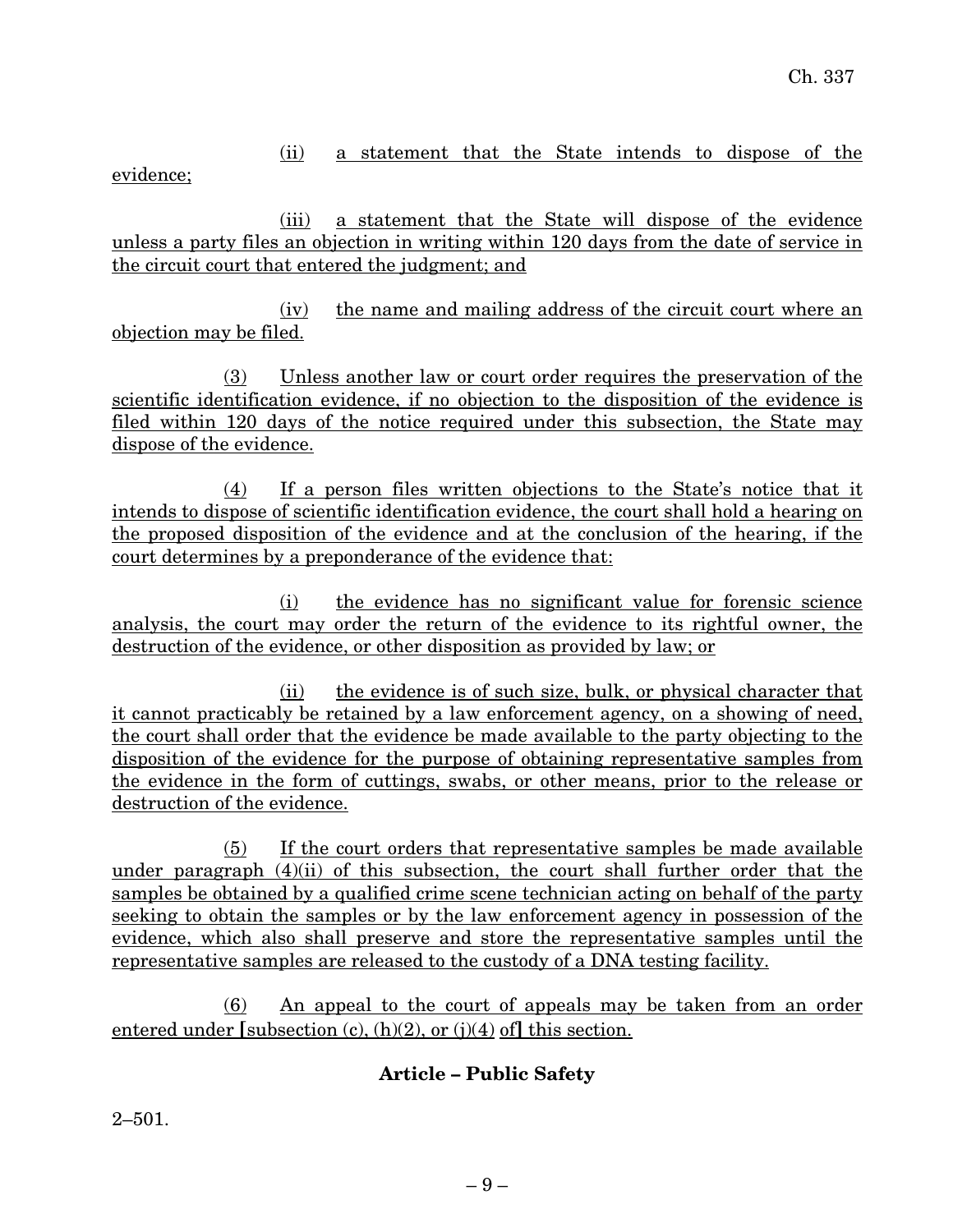(ii) a statement that the State intends to dispose of the evidence;

(iii) a statement that the State will dispose of the evidence unless a party files an objection in writing within 120 days from the date of service in the circuit court that entered the judgment; and

(iv) the name and mailing address of the circuit court where an objection may be filed.

(3) Unless another law or court order requires the preservation of the scientific identification evidence, if no objection to the disposition of the evidence is filed within 120 days of the notice required under this subsection, the State may dispose of the evidence.

(4) If a person files written objections to the State's notice that it intends to dispose of scientific identification evidence, the court shall hold a hearing on the proposed disposition of the evidence and at the conclusion of the hearing, if the court determines by a preponderance of the evidence that:

(i) the evidence has no significant value for forensic science analysis, the court may order the return of the evidence to its rightful owner, the destruction of the evidence, or other disposition as provided by law; or

(ii) the evidence is of such size, bulk, or physical character that it cannot practicably be retained by a law enforcement agency, on a showing of need, the court shall order that the evidence be made available to the party objecting to the disposition of the evidence for the purpose of obtaining representative samples from the evidence in the form of cuttings, swabs, or other means, prior to the release or destruction of the evidence.

(5) If the court orders that representative samples be made available under paragraph (4)(ii) of this subsection, the court shall further order that the samples be obtained by a qualified crime scene technician acting on behalf of the party seeking to obtain the samples or by the law enforcement agency in possession of the evidence, which also shall preserve and store the representative samples until the representative samples are released to the custody of a DNA testing facility.

(6) An appeal to the court of appeals may be taken from an order entered under [subsection (c), (h)(2), or (j)(4) of] this section.

## Article – Public Safety

2–501.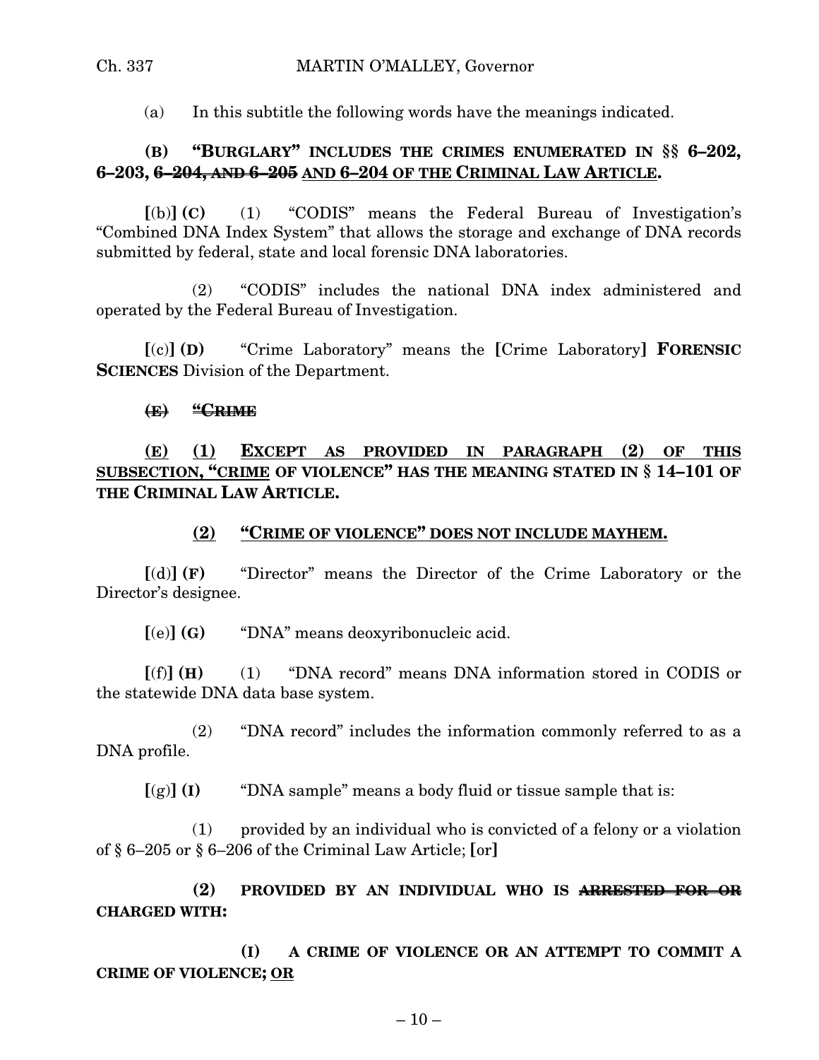(a) In this subtitle the following words have the meanings indicated.

**(B) "BURGLARY" INCLUDES THE CRIMES ENUMERATED IN §§ 6–202, 6–203, ~~6–204, AND 6–205~~ <u>AND 6–204</u> OF THE <u>CRIMINAL LAW ARTICLE</u>.**

**[**(b)**] (C)** (1) "CODIS" means the Federal Bureau of Investigation's "Combined DNA Index System" that allows the storage and exchange of DNA records submitted by federal, state and local forensic DNA laboratories.

(2) "CODIS" includes the national DNA index administered and operated by the Federal Bureau of Investigation.

**[**(c)**] (D)** "Crime Laboratory" means the **[**Crime Laboratory**] FORENSIC SCIENCES** Division of the Department.

**~~(E) "CRIME~~**

**<u>(E)</u> <u>(1)</u> <u>EXCEPT AS PROVIDED IN PARAGRAPH (2) OF THIS SUBSECTION, "CRIME</u> OF VIOLENCE" HAS THE MEANING STATED IN § 14–101 OF THE CRIMINAL LAW ARTICLE.**

**<u>(2)</u> <u>"CRIME OF VIOLENCE" DOES NOT INCLUDE MAYHEM.</u>**

**[**(d)**] (F)** "Director" means the Director of the Crime Laboratory or the Director's designee.

**[**(e)**] (G)** "DNA" means deoxyribonucleic acid.

**[**(f)**] (H)** (1) "DNA record" means DNA information stored in CODIS or the statewide DNA data base system.

(2) "DNA record" includes the information commonly referred to as a DNA profile.

**[**(g)**] (I)** "DNA sample" means a body fluid or tissue sample that is:

(1) provided by an individual who is convicted of a felony or a violation of § 6–205 or § 6–206 of the Criminal Law Article; **[**or**]**

**(2) PROVIDED BY AN INDIVIDUAL WHO IS ~~ARRESTED FOR OR~~ CHARGED WITH:**

**(I) A CRIME OF VIOLENCE OR AN ATTEMPT TO COMMIT A CRIME OF VIOLENCE; <u>OR</u>**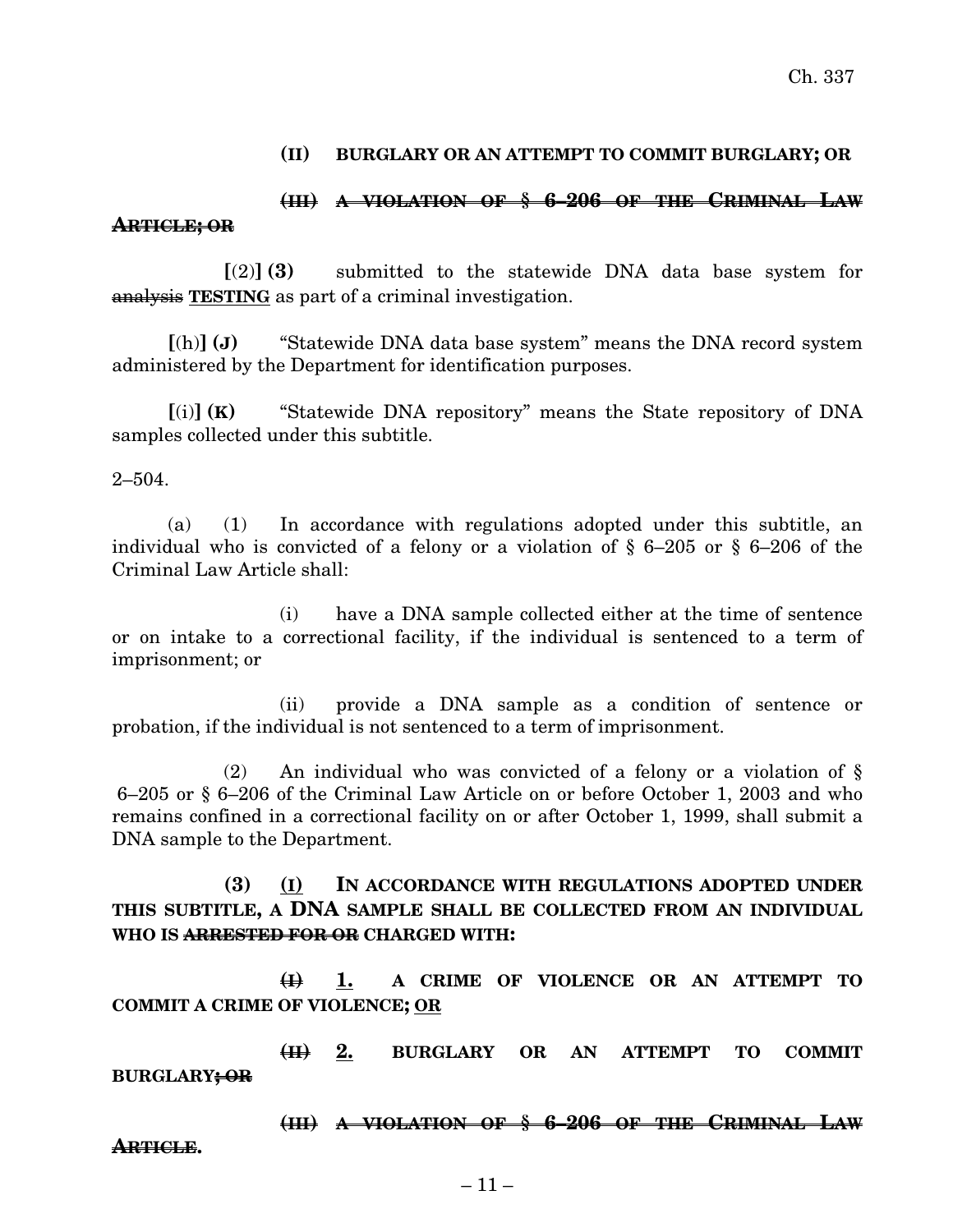**(II) BURGLARY OR AN ATTEMPT TO COMMIT BURGLARY; OR**

~~**(III) A VIOLATION OF § 6–206 OF THE CRIMINAL LAW ARTICLE; OR**~~

**[**(2)**] (3)** submitted to the statewide DNA data base system for ~~analysis~~ **<u>TESTING</u>** as part of a criminal investigation.

**[**(h)**] (J)** "Statewide DNA data base system" means the DNA record system administered by the Department for identification purposes.

**[**(i)**] (K)** "Statewide DNA repository" means the State repository of DNA samples collected under this subtitle.

2–504.

(a) (1) In accordance with regulations adopted under this subtitle, an individual who is convicted of a felony or a violation of § 6–205 or § 6–206 of the Criminal Law Article shall:

(i) have a DNA sample collected either at the time of sentence or on intake to a correctional facility, if the individual is sentenced to a term of imprisonment; or

(ii) provide a DNA sample as a condition of sentence or probation, if the individual is not sentenced to a term of imprisonment.

(2) An individual who was convicted of a felony or a violation of § 6–205 or § 6–206 of the Criminal Law Article on or before October 1, 2003 and who remains confined in a correctional facility on or after October 1, 1999, shall submit a DNA sample to the Department.

**(3)** <u>(I)</u> **IN ACCORDANCE WITH REGULATIONS ADOPTED UNDER THIS SUBTITLE, A DNA SAMPLE SHALL BE COLLECTED FROM AN INDIVIDUAL WHO IS ~~ARRESTED FOR OR~~ CHARGED WITH:**

~~**(I)**~~ **<u>1.</u> A CRIME OF VIOLENCE OR AN ATTEMPT TO COMMIT A CRIME OF VIOLENCE; <u>OR</u>**

~~**(II)**~~ **<u>2.</u> BURGLARY OR AN ATTEMPT TO COMMIT BURGLARY~~; OR~~**

~~**(III) A VIOLATION OF § 6–206 OF THE CRIMINAL LAW ARTICLE.**~~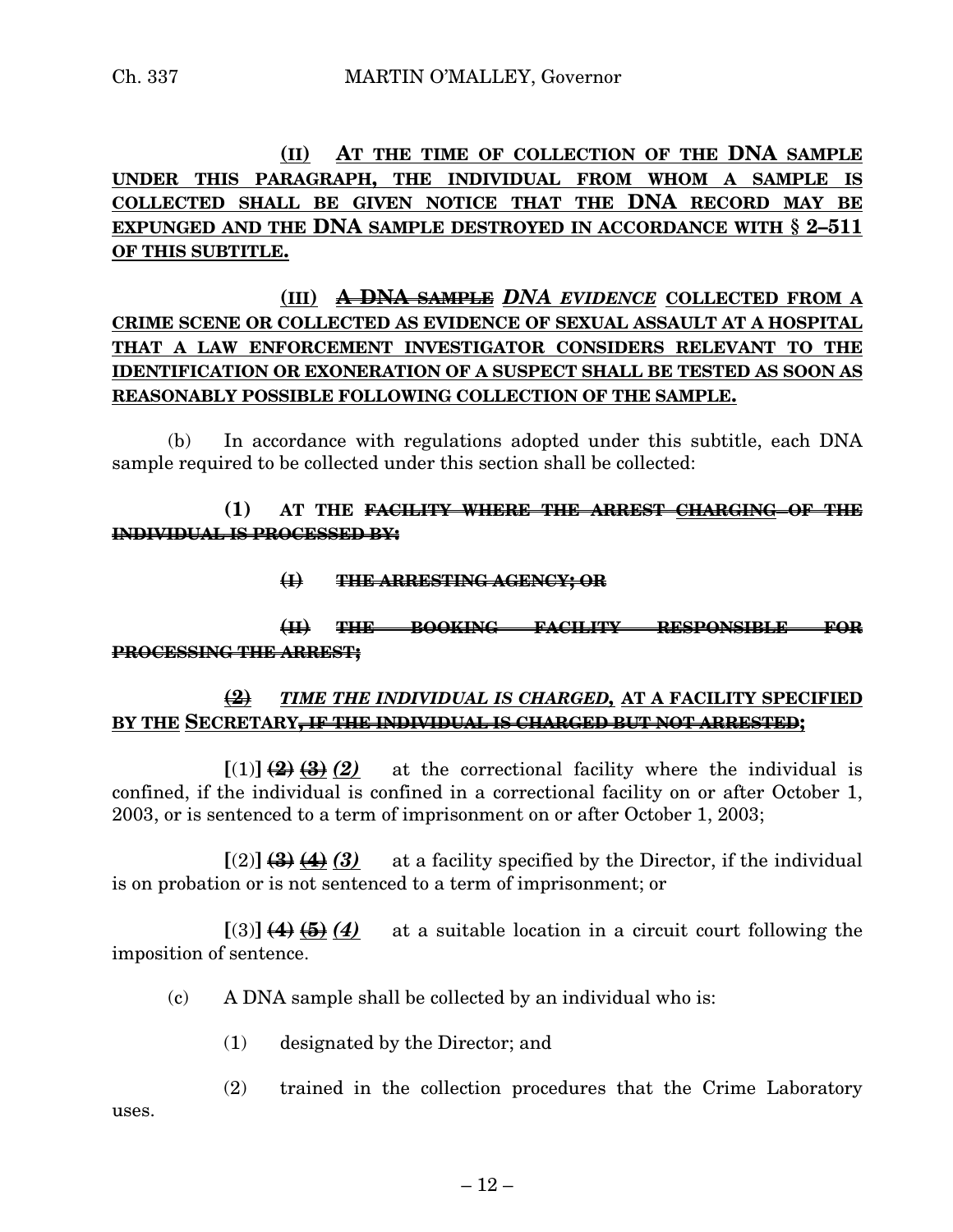(II) AT THE TIME OF COLLECTION OF THE DNA SAMPLE UNDER THIS PARAGRAPH, THE INDIVIDUAL FROM WHOM A SAMPLE IS COLLECTED SHALL BE GIVEN NOTICE THAT THE DNA RECORD MAY BE EXPUNGED AND THE DNA SAMPLE DESTROYED IN ACCORDANCE WITH § 2–511 OF THIS SUBTITLE.

(III) ~~A DNA SAMPLE~~ *DNA EVIDENCE* COLLECTED FROM A CRIME SCENE OR COLLECTED AS EVIDENCE OF SEXUAL ASSAULT AT A HOSPITAL THAT A LAW ENFORCEMENT INVESTIGATOR CONSIDERS RELEVANT TO THE IDENTIFICATION OR EXONERATION OF A SUSPECT SHALL BE TESTED AS SOON AS REASONABLY POSSIBLE FOLLOWING COLLECTION OF THE SAMPLE.

(b) In accordance with regulations adopted under this subtitle, each DNA sample required to be collected under this section shall be collected:

**(1)** AT THE ~~FACILITY WHERE THE ARREST CHARGING OF THE INDIVIDUAL IS PROCESSED BY:~~

~~(I) THE ARRESTING AGENCY; OR~~

~~(II) THE BOOKING FACILITY RESPONSIBLE FOR PROCESSING THE ARREST;~~

~~(2)~~ *TIME THE INDIVIDUAL IS CHARGED,* AT A FACILITY SPECIFIED BY THE SECRETARY~~, IF THE INDIVIDUAL IS CHARGED BUT NOT ARRESTED~~;

[(1)] ~~(2)~~ ~~(3)~~ *(2)* at the correctional facility where the individual is confined, if the individual is confined in a correctional facility on or after October 1, 2003, or is sentenced to a term of imprisonment on or after October 1, 2003;

[(2)] ~~(3)~~ ~~(4)~~ *(3)* at a facility specified by the Director, if the individual is on probation or is not sentenced to a term of imprisonment; or

[(3)] ~~(4)~~ ~~(5)~~ *(4)* at a suitable location in a circuit court following the imposition of sentence.

(c) A DNA sample shall be collected by an individual who is:

(1) designated by the Director; and

(2) trained in the collection procedures that the Crime Laboratory uses.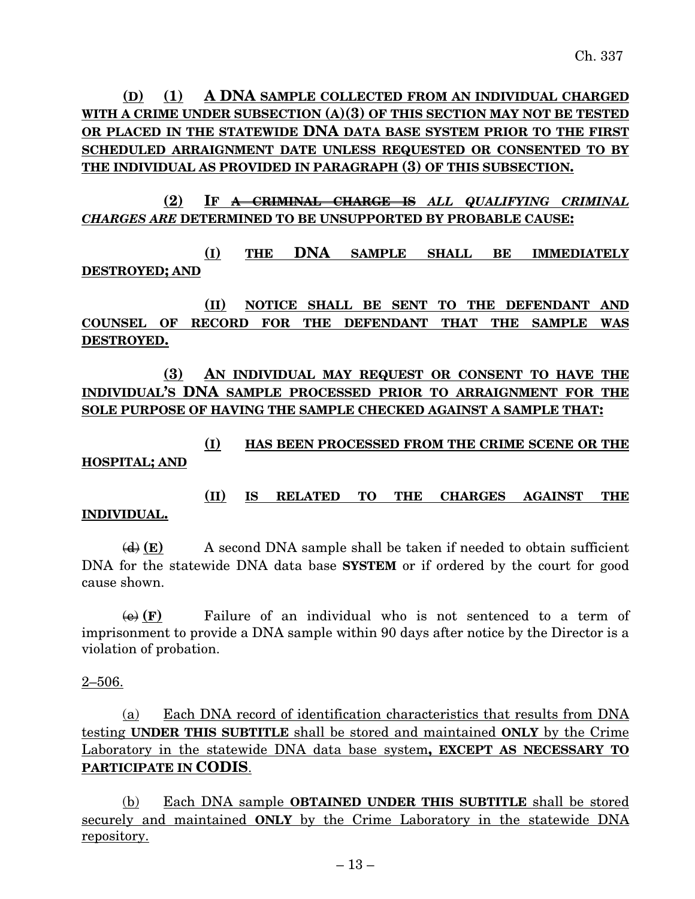**(D) (1) A DNA SAMPLE COLLECTED FROM AN INDIVIDUAL CHARGED WITH A CRIME UNDER SUBSECTION (A)(3) OF THIS SECTION MAY NOT BE TESTED OR PLACED IN THE STATEWIDE DNA DATA BASE SYSTEM PRIOR TO THE FIRST SCHEDULED ARRAIGNMENT DATE UNLESS REQUESTED OR CONSENTED TO BY THE INDIVIDUAL AS PROVIDED IN PARAGRAPH (3) OF THIS SUBSECTION.**

**(2) IF ~~A CRIMINAL CHARGE IS~~** ***ALL QUALIFYING CRIMINAL CHARGES ARE*** **DETERMINED TO BE UNSUPPORTED BY PROBABLE CAUSE:**

**(I) THE DNA SAMPLE SHALL BE IMMEDIATELY DESTROYED; AND**

**(II) NOTICE SHALL BE SENT TO THE DEFENDANT AND COUNSEL OF RECORD FOR THE DEFENDANT THAT THE SAMPLE WAS DESTROYED.**

**(3) AN INDIVIDUAL MAY REQUEST OR CONSENT TO HAVE THE INDIVIDUAL'S DNA SAMPLE PROCESSED PRIOR TO ARRAIGNMENT FOR THE SOLE PURPOSE OF HAVING THE SAMPLE CHECKED AGAINST A SAMPLE THAT:**

**(I) HAS BEEN PROCESSED FROM THE CRIME SCENE OR THE HOSPITAL; AND**

**(II) IS RELATED TO THE CHARGES AGAINST THE INDIVIDUAL.**

~~(d)~~ **(E)** A second DNA sample shall be taken if needed to obtain sufficient DNA for the statewide DNA data base **SYSTEM** or if ordered by the court for good cause shown.

~~(e)~~ **(F)** Failure of an individual who is not sentenced to a term of imprisonment to provide a DNA sample within 90 days after notice by the Director is a violation of probation.

2–506.

(a) Each DNA record of identification characteristics that results from DNA testing **UNDER THIS SUBTITLE** shall be stored and maintained **ONLY** by the Crime Laboratory in the statewide DNA data base system**, EXCEPT AS NECESSARY TO PARTICIPATE IN CODIS**.

(b) Each DNA sample **OBTAINED UNDER THIS SUBTITLE** shall be stored securely and maintained **ONLY** by the Crime Laboratory in the statewide DNA repository.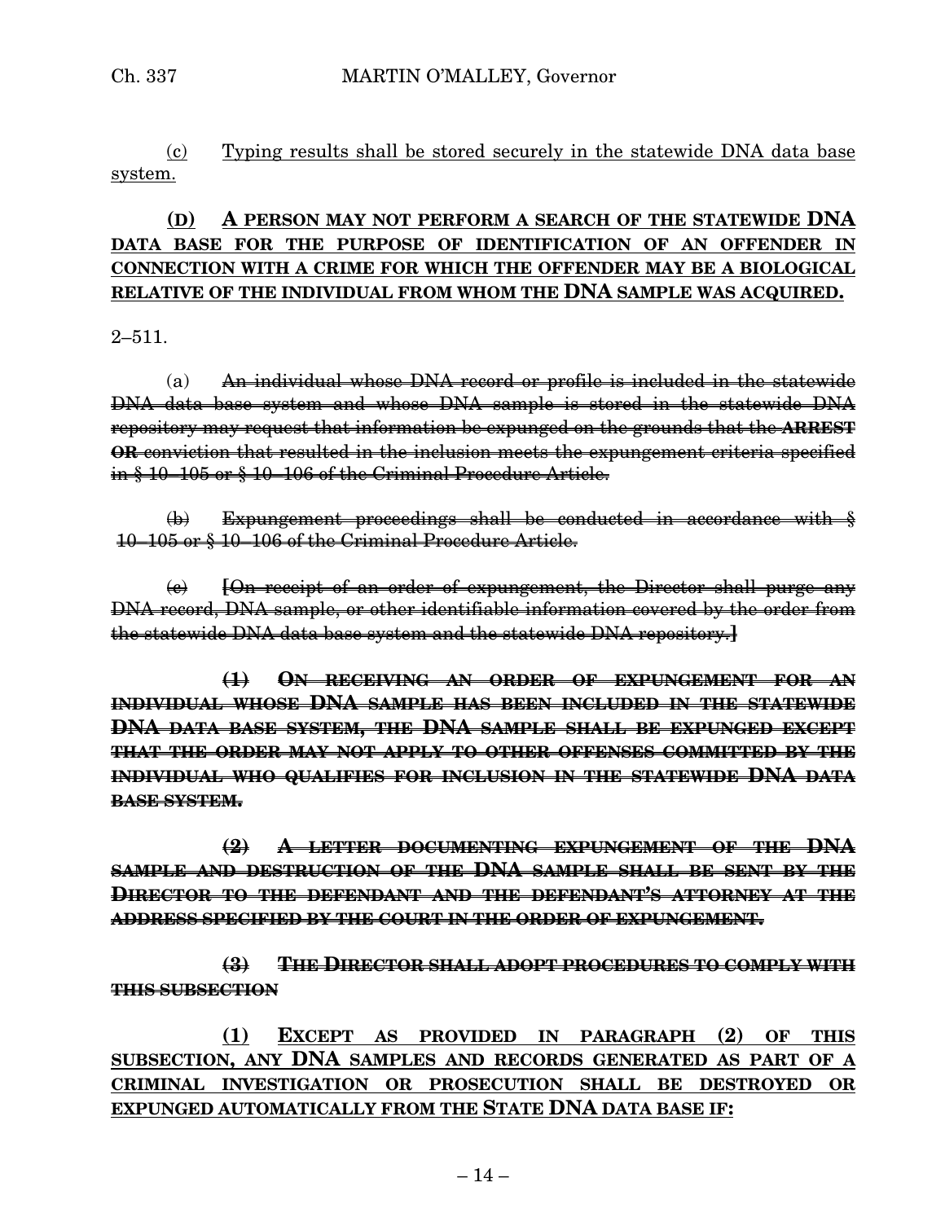(c) Typing results shall be stored securely in the statewide DNA data base system.

**(D) A PERSON MAY NOT PERFORM A SEARCH OF THE STATEWIDE DNA DATA BASE FOR THE PURPOSE OF IDENTIFICATION OF AN OFFENDER IN CONNECTION WITH A CRIME FOR WHICH THE OFFENDER MAY BE A BIOLOGICAL RELATIVE OF THE INDIVIDUAL FROM WHOM THE DNA SAMPLE WAS ACQUIRED.**

2–511.

(a) ~~An individual whose DNA record or profile is included in the statewide DNA data base system and whose DNA sample is stored in the statewide DNA repository may request that information be expunged on the grounds that the **ARREST OR** conviction that resulted in the inclusion meets the expungement criteria specified in § 10–105 or § 10–106 of the Criminal Procedure Article.~~

~~(b) Expungement proceedings shall be conducted in accordance with § 10–105 or § 10–106 of the Criminal Procedure Article.~~

~~(c) [On receipt of an order of expungement, the Director shall purge any DNA record, DNA sample, or other identifiable information covered by the order from the statewide DNA data base system and the statewide DNA repository.]~~

~~**(1) ON RECEIVING AN ORDER OF EXPUNGEMENT FOR AN INDIVIDUAL WHOSE DNA SAMPLE HAS BEEN INCLUDED IN THE STATEWIDE DNA DATA BASE SYSTEM, THE DNA SAMPLE SHALL BE EXPUNGED EXCEPT THAT THE ORDER MAY NOT APPLY TO OTHER OFFENSES COMMITTED BY THE INDIVIDUAL WHO QUALIFIES FOR INCLUSION IN THE STATEWIDE DNA DATA BASE SYSTEM.**~~

~~**(2) A LETTER DOCUMENTING EXPUNGEMENT OF THE DNA SAMPLE AND DESTRUCTION OF THE DNA SAMPLE SHALL BE SENT BY THE DIRECTOR TO THE DEFENDANT AND THE DEFENDANT'S ATTORNEY AT THE ADDRESS SPECIFIED BY THE COURT IN THE ORDER OF EXPUNGEMENT.**~~

~~**(3) THE DIRECTOR SHALL ADOPT PROCEDURES TO COMPLY WITH THIS SUBSECTION**~~

**(1) EXCEPT AS PROVIDED IN PARAGRAPH (2) OF THIS SUBSECTION, ANY DNA SAMPLES AND RECORDS GENERATED AS PART OF A CRIMINAL INVESTIGATION OR PROSECUTION SHALL BE DESTROYED OR EXPUNGED AUTOMATICALLY FROM THE STATE DNA DATA BASE IF:**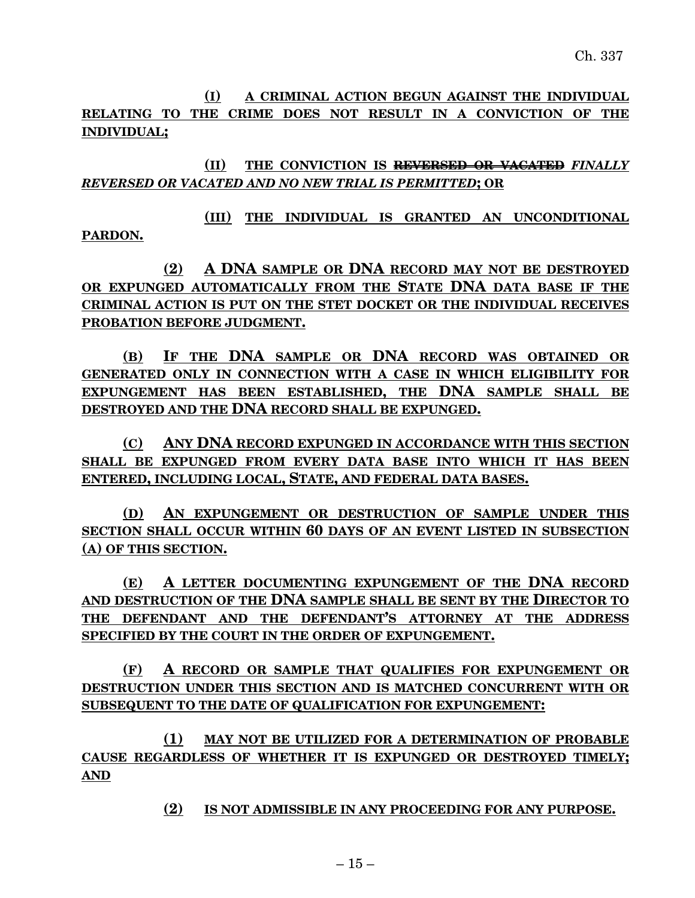(I) A CRIMINAL ACTION BEGUN AGAINST THE INDIVIDUAL RELATING TO THE CRIME DOES NOT RESULT IN A CONVICTION OF THE INDIVIDUAL;

(II) THE CONVICTION IS ~~REVERSED OR VACATED~~ *FINALLY REVERSED OR VACATED AND NO NEW TRIAL IS PERMITTED*; OR

(III) THE INDIVIDUAL IS GRANTED AN UNCONDITIONAL PARDON.

(2) A DNA SAMPLE OR DNA RECORD MAY NOT BE DESTROYED OR EXPUNGED AUTOMATICALLY FROM THE STATE DNA DATA BASE IF THE CRIMINAL ACTION IS PUT ON THE STET DOCKET OR THE INDIVIDUAL RECEIVES PROBATION BEFORE JUDGMENT.

(B) IF THE DNA SAMPLE OR DNA RECORD WAS OBTAINED OR GENERATED ONLY IN CONNECTION WITH A CASE IN WHICH ELIGIBILITY FOR EXPUNGEMENT HAS BEEN ESTABLISHED, THE DNA SAMPLE SHALL BE DESTROYED AND THE DNA RECORD SHALL BE EXPUNGED.

(C) ANY DNA RECORD EXPUNGED IN ACCORDANCE WITH THIS SECTION SHALL BE EXPUNGED FROM EVERY DATA BASE INTO WHICH IT HAS BEEN ENTERED, INCLUDING LOCAL, STATE, AND FEDERAL DATA BASES.

(D) AN EXPUNGEMENT OR DESTRUCTION OF SAMPLE UNDER THIS SECTION SHALL OCCUR WITHIN 60 DAYS OF AN EVENT LISTED IN SUBSECTION (A) OF THIS SECTION.

(E) A LETTER DOCUMENTING EXPUNGEMENT OF THE DNA RECORD AND DESTRUCTION OF THE DNA SAMPLE SHALL BE SENT BY THE DIRECTOR TO THE DEFENDANT AND THE DEFENDANT'S ATTORNEY AT THE ADDRESS SPECIFIED BY THE COURT IN THE ORDER OF EXPUNGEMENT.

(F) A RECORD OR SAMPLE THAT QUALIFIES FOR EXPUNGEMENT OR DESTRUCTION UNDER THIS SECTION AND IS MATCHED CONCURRENT WITH OR SUBSEQUENT TO THE DATE OF QUALIFICATION FOR EXPUNGEMENT:

(1) MAY NOT BE UTILIZED FOR A DETERMINATION OF PROBABLE CAUSE REGARDLESS OF WHETHER IT IS EXPUNGED OR DESTROYED TIMELY; AND

(2) IS NOT ADMISSIBLE IN ANY PROCEEDING FOR ANY PURPOSE.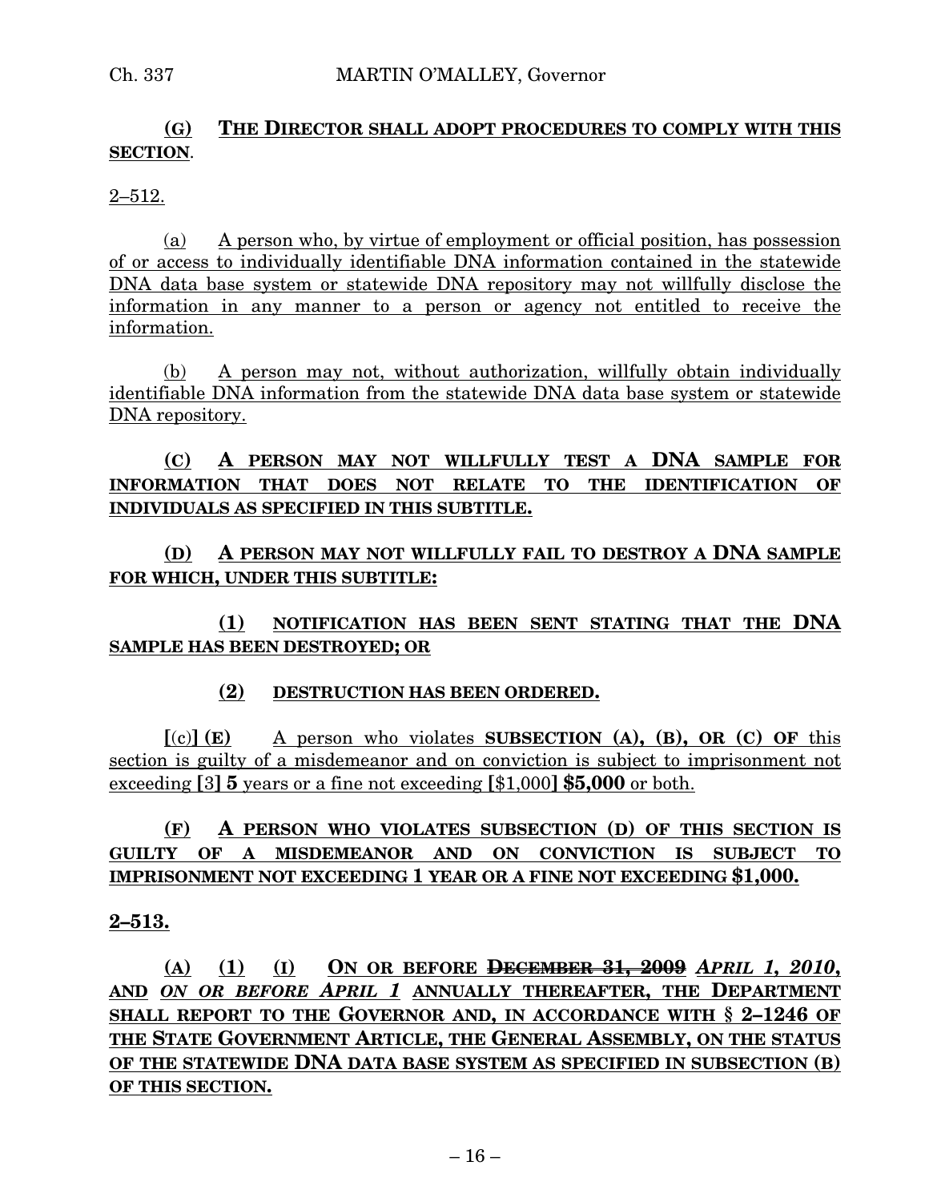**(G) THE DIRECTOR SHALL ADOPT PROCEDURES TO COMPLY WITH THIS SECTION.**

2–512.

(a) A person who, by virtue of employment or official position, has possession of or access to individually identifiable DNA information contained in the statewide DNA data base system or statewide DNA repository may not willfully disclose the information in any manner to a person or agency not entitled to receive the information.

(b) A person may not, without authorization, willfully obtain individually identifiable DNA information from the statewide DNA data base system or statewide DNA repository.

**(C) A PERSON MAY NOT WILLFULLY TEST A DNA SAMPLE FOR INFORMATION THAT DOES NOT RELATE TO THE IDENTIFICATION OF INDIVIDUALS AS SPECIFIED IN THIS SUBTITLE.**

**(D) A PERSON MAY NOT WILLFULLY FAIL TO DESTROY A DNA SAMPLE FOR WHICH, UNDER THIS SUBTITLE:**

**(1) NOTIFICATION HAS BEEN SENT STATING THAT THE DNA SAMPLE HAS BEEN DESTROYED; OR**

**(2) DESTRUCTION HAS BEEN ORDERED.**

**[**(c)**] (E)** A person who violates **SUBSECTION (A), (B), OR (C) OF** this section is guilty of a misdemeanor and on conviction is subject to imprisonment not exceeding **[**3**] 5** years or a fine not exceeding **[**$1,000**] $5,000** or both.

**(F) A PERSON WHO VIOLATES SUBSECTION (D) OF THIS SECTION IS GUILTY OF A MISDEMEANOR AND ON CONVICTION IS SUBJECT TO IMPRISONMENT NOT EXCEEDING 1 YEAR OR A FINE NOT EXCEEDING $1,000.**

**2–513.**

**(A) (1) (I) ON OR BEFORE ~~DECEMBER 31, 2009~~ *APRIL 1, 2010*, AND *ON OR BEFORE APRIL 1* ANNUALLY THEREAFTER, THE DEPARTMENT SHALL REPORT TO THE GOVERNOR AND, IN ACCORDANCE WITH § 2–1246 OF THE STATE GOVERNMENT ARTICLE, THE GENERAL ASSEMBLY, ON THE STATUS OF THE STATEWIDE DNA DATA BASE SYSTEM AS SPECIFIED IN SUBSECTION (B) OF THIS SECTION.**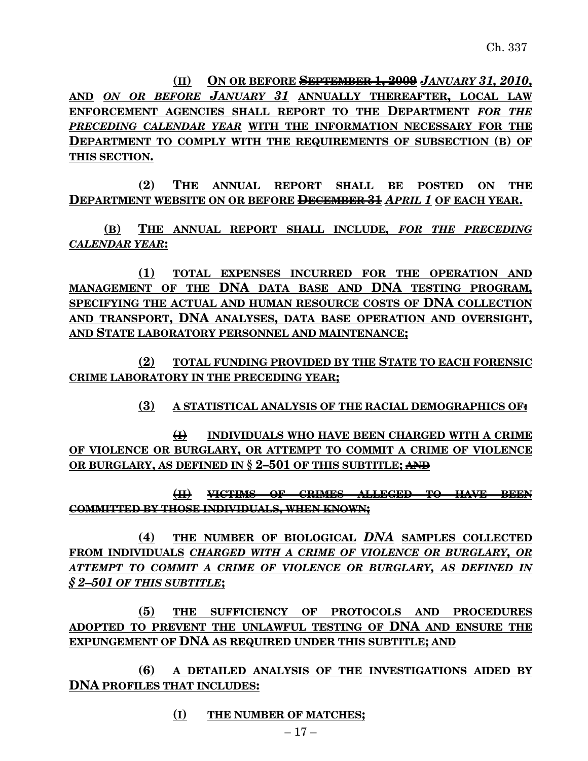(II) ON OR BEFORE ~~SEPTEMBER 1, 2009~~ *JANUARY 31, 2010,* AND *ON OR BEFORE JANUARY 31* ANNUALLY THEREAFTER, LOCAL LAW ENFORCEMENT AGENCIES SHALL REPORT TO THE DEPARTMENT *FOR THE PRECEDING CALENDAR YEAR* WITH THE INFORMATION NECESSARY FOR THE DEPARTMENT TO COMPLY WITH THE REQUIREMENTS OF SUBSECTION (B) OF THIS SECTION.

(2) THE ANNUAL REPORT SHALL BE POSTED ON THE DEPARTMENT WEBSITE ON OR BEFORE ~~DECEMBER 31~~ *APRIL 1* OF EACH YEAR.

(B) THE ANNUAL REPORT SHALL INCLUDE, *FOR THE PRECEDING CALENDAR YEAR*:

(1) TOTAL EXPENSES INCURRED FOR THE OPERATION AND MANAGEMENT OF THE DNA DATA BASE AND DNA TESTING PROGRAM, SPECIFYING THE ACTUAL AND HUMAN RESOURCE COSTS OF DNA COLLECTION AND TRANSPORT, DNA ANALYSES, DATA BASE OPERATION AND OVERSIGHT, AND STATE LABORATORY PERSONNEL AND MAINTENANCE;

(2) TOTAL FUNDING PROVIDED BY THE STATE TO EACH FORENSIC CRIME LABORATORY IN THE PRECEDING YEAR;

(3) A STATISTICAL ANALYSIS OF THE RACIAL DEMOGRAPHICS OF~~:~~

~~(I)~~ INDIVIDUALS WHO HAVE BEEN CHARGED WITH A CRIME OF VIOLENCE OR BURGLARY, OR ATTEMPT TO COMMIT A CRIME OF VIOLENCE OR BURGLARY, AS DEFINED IN § 2–501 OF THIS SUBTITLE; ~~AND~~

~~(II) VICTIMS OF CRIMES ALLEGED TO HAVE BEEN COMMITTED BY THOSE INDIVIDUALS, WHEN KNOWN;~~

(4) THE NUMBER OF ~~BIOLOGICAL~~ *DNA* SAMPLES COLLECTED FROM INDIVIDUALS *CHARGED WITH A CRIME OF VIOLENCE OR BURGLARY, OR ATTEMPT TO COMMIT A CRIME OF VIOLENCE OR BURGLARY, AS DEFINED IN § 2–501 OF THIS SUBTITLE*;

(5) THE SUFFICIENCY OF PROTOCOLS AND PROCEDURES ADOPTED TO PREVENT THE UNLAWFUL TESTING OF DNA AND ENSURE THE EXPUNGEMENT OF DNA AS REQUIRED UNDER THIS SUBTITLE; AND

(6) A DETAILED ANALYSIS OF THE INVESTIGATIONS AIDED BY DNA PROFILES THAT INCLUDES:

(I) THE NUMBER OF MATCHES;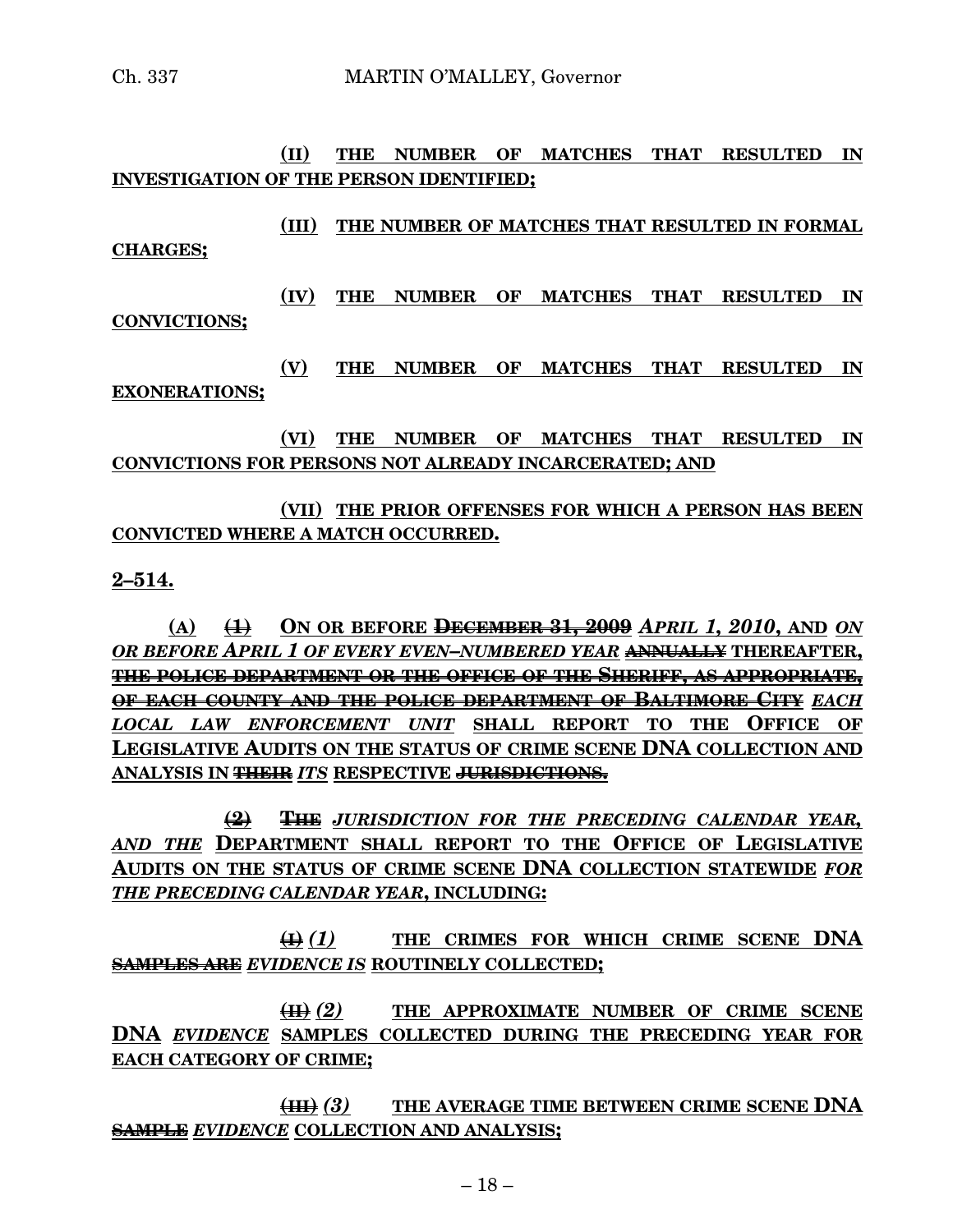(II) THE NUMBER OF MATCHES THAT RESULTED IN INVESTIGATION OF THE PERSON IDENTIFIED;

(III) THE NUMBER OF MATCHES THAT RESULTED IN FORMAL CHARGES;

(IV) THE NUMBER OF MATCHES THAT RESULTED IN CONVICTIONS;

(V) THE NUMBER OF MATCHES THAT RESULTED IN EXONERATIONS;

(VI) THE NUMBER OF MATCHES THAT RESULTED IN CONVICTIONS FOR PERSONS NOT ALREADY INCARCERATED; AND

(VII) THE PRIOR OFFENSES FOR WHICH A PERSON HAS BEEN CONVICTED WHERE A MATCH OCCURRED.

**2–514.**

(A) ~~(1)~~ ON OR BEFORE ~~DECEMBER 31, 2009~~ *APRIL 1, 2010*, AND *ON OR BEFORE APRIL 1 OF EVERY EVEN–NUMBERED YEAR* ~~ANNUALLY~~ THEREAFTER, ~~THE POLICE DEPARTMENT OR THE OFFICE OF THE SHERIFF, AS APPROPRIATE, OF EACH COUNTY AND THE POLICE DEPARTMENT OF BALTIMORE CITY~~ *EACH LOCAL LAW ENFORCEMENT UNIT* SHALL REPORT TO THE OFFICE OF LEGISLATIVE AUDITS ON THE STATUS OF CRIME SCENE DNA COLLECTION AND ANALYSIS IN ~~THEIR~~ *ITS* RESPECTIVE ~~JURISDICTIONS.~~

~~(2)~~ ~~THE~~ *JURISDICTION FOR THE PRECEDING CALENDAR YEAR, AND THE* DEPARTMENT SHALL REPORT TO THE OFFICE OF LEGISLATIVE AUDITS ON THE STATUS OF CRIME SCENE DNA COLLECTION STATEWIDE *FOR THE PRECEDING CALENDAR YEAR*, INCLUDING:

~~(I)~~ *(1)* THE CRIMES FOR WHICH CRIME SCENE DNA ~~SAMPLES ARE~~ *EVIDENCE IS* ROUTINELY COLLECTED;

~~(II)~~ *(2)* THE APPROXIMATE NUMBER OF CRIME SCENE DNA *EVIDENCE* SAMPLES COLLECTED DURING THE PRECEDING YEAR FOR EACH CATEGORY OF CRIME;

~~(III)~~ *(3)* THE AVERAGE TIME BETWEEN CRIME SCENE DNA ~~SAMPLE~~ *EVIDENCE* COLLECTION AND ANALYSIS;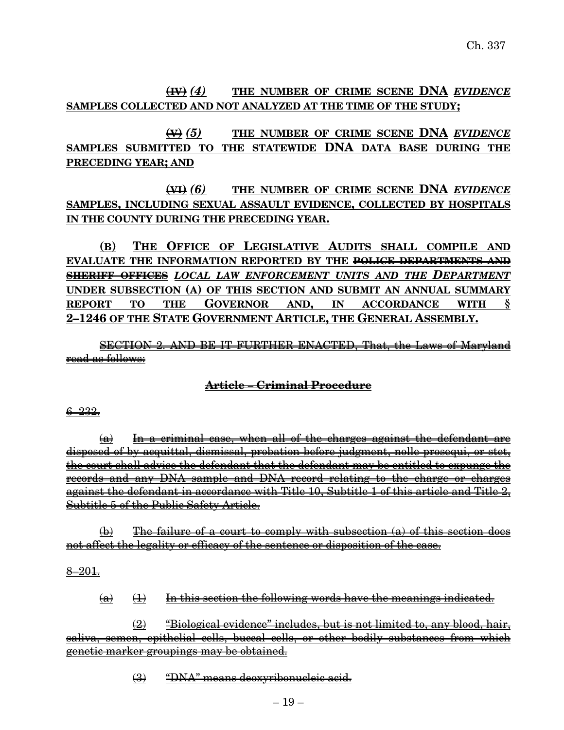~~(IV)~~ *(4)* **THE NUMBER OF CRIME SCENE DNA** ***EVIDENCE*** **SAMPLES COLLECTED AND NOT ANALYZED AT THE TIME OF THE STUDY;**

~~(V)~~ *(5)* **THE NUMBER OF CRIME SCENE DNA** ***EVIDENCE*** **SAMPLES SUBMITTED TO THE STATEWIDE DNA DATA BASE DURING THE PRECEDING YEAR; AND**

~~(VI)~~ *(6)* **THE NUMBER OF CRIME SCENE DNA** ***EVIDENCE*** **SAMPLES, INCLUDING SEXUAL ASSAULT EVIDENCE, COLLECTED BY HOSPITALS IN THE COUNTY DURING THE PRECEDING YEAR.**

**(B) THE OFFICE OF LEGISLATIVE AUDITS SHALL COMPILE AND EVALUATE THE INFORMATION REPORTED BY THE ~~POLICE DEPARTMENTS AND SHERIFF OFFICES~~** ***LOCAL LAW ENFORCEMENT UNITS AND THE DEPARTMENT*** **UNDER SUBSECTION (A) OF THIS SECTION AND SUBMIT AN ANNUAL SUMMARY REPORT TO THE GOVERNOR AND, IN ACCORDANCE WITH § 2–1246 OF THE STATE GOVERNMENT ARTICLE, THE GENERAL ASSEMBLY.**

~~SECTION 2. AND BE IT FURTHER ENACTED, That, the Laws of Maryland read as follows:~~

**~~Article – Criminal Procedure~~**

~~6–232.~~

~~(a) In a criminal case, when all of the charges against the defendant are disposed of by acquittal, dismissal, probation before judgment, nolle prosequi, or stet, the court shall advise the defendant that the defendant may be entitled to expunge the records and any DNA sample and DNA record relating to the charge or charges against the defendant in accordance with Title 10, Subtitle 1 of this article and Title 2, Subtitle 5 of the Public Safety Article.~~

~~(b) The failure of a court to comply with subsection (a) of this section does not affect the legality or efficacy of the sentence or disposition of the case.~~

~~8–201.~~

~~(a) (1) In this section the following words have the meanings indicated.~~

~~(2) "Biological evidence" includes, but is not limited to, any blood, hair, saliva, semen, epithelial cells, buccal cells, or other bodily substances from which genetic marker groupings may be obtained.~~

~~(3) "DNA" means deoxyribonucleic acid.~~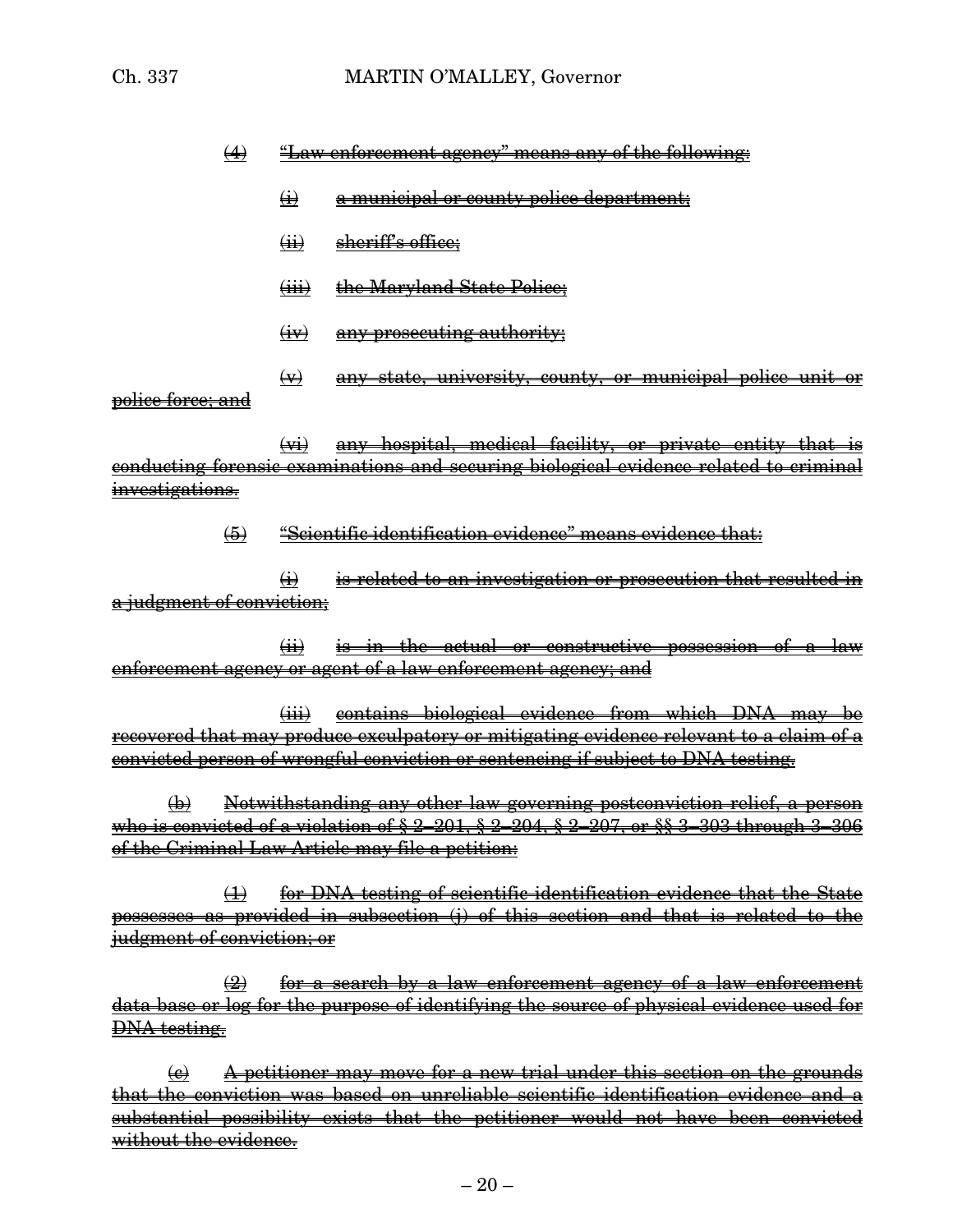~~(4) "Law enforcement agency" means any of the following:~~

~~(i) a municipal or county police department;~~

~~(ii) sheriff's office;~~

~~(iii) the Maryland State Police;~~

~~(iv) any prosecuting authority;~~

~~(v) any state, university, county, or municipal police unit or police force; and~~

~~(vi) any hospital, medical facility, or private entity that is conducting forensic examinations and securing biological evidence related to criminal investigations.~~

~~(5) "Scientific identification evidence" means evidence that:~~

~~(i) is related to an investigation or prosecution that resulted in a judgment of conviction;~~

~~(ii) is in the actual or constructive possession of a law enforcement agency or agent of a law enforcement agency; and~~

~~(iii) contains biological evidence from which DNA may be recovered that may produce exculpatory or mitigating evidence relevant to a claim of a convicted person of wrongful conviction or sentencing if subject to DNA testing.~~

~~(b) Notwithstanding any other law governing postconviction relief, a person who is convicted of a violation of § 2–201, § 2–204, § 2–207, or §§ 3–303 through 3–306 of the Criminal Law Article may file a petition:~~

~~(1) for DNA testing of scientific identification evidence that the State possesses as provided in subsection (j) of this section and that is related to the judgment of conviction; or~~

~~(2) for a search by a law enforcement agency of a law enforcement data base or log for the purpose of identifying the source of physical evidence used for DNA testing.~~

~~(c) A petitioner may move for a new trial under this section on the grounds that the conviction was based on unreliable scientific identification evidence and a substantial possibility exists that the petitioner would not have been convicted without the evidence.~~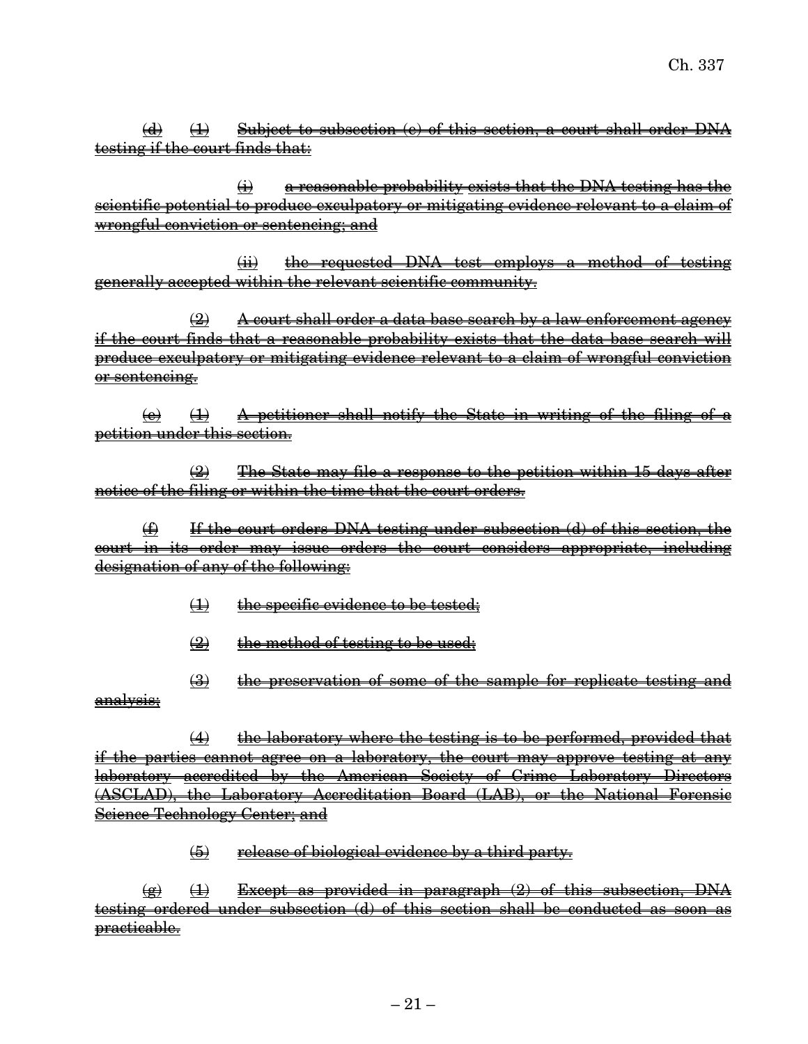~~(d) (1) Subject to subsection (e) of this section, a court shall order DNA testing if the court finds that:~~

~~(i) a reasonable probability exists that the DNA testing has the scientific potential to produce exculpatory or mitigating evidence relevant to a claim of wrongful conviction or sentencing; and~~

~~(ii) the requested DNA test employs a method of testing generally accepted within the relevant scientific community.~~

~~(2) A court shall order a data base search by a law enforcement agency if the court finds that a reasonable probability exists that the data base search will produce exculpatory or mitigating evidence relevant to a claim of wrongful conviction or sentencing.~~

~~(e) (1) A petitioner shall notify the State in writing of the filing of a petition under this section.~~

~~(2) The State may file a response to the petition within 15 days after notice of the filing or within the time that the court orders.~~

~~(f) If the court orders DNA testing under subsection (d) of this section, the court in its order may issue orders the court considers appropriate, including designation of any of the following:~~

~~(1) the specific evidence to be tested;~~

~~(2) the method of testing to be used;~~

~~(3) the preservation of some of the sample for replicate testing and analysis;~~

~~(4) the laboratory where the testing is to be performed, provided that if the parties cannot agree on a laboratory, the court may approve testing at any laboratory accredited by the American Society of Crime Laboratory Directors (ASCLAD), the Laboratory Accreditation Board (LAB), or the National Forensic Science Technology Center; and~~

~~(5) release of biological evidence by a third party.~~

~~(g) (1) Except as provided in paragraph (2) of this subsection, DNA testing ordered under subsection (d) of this section shall be conducted as soon as practicable.~~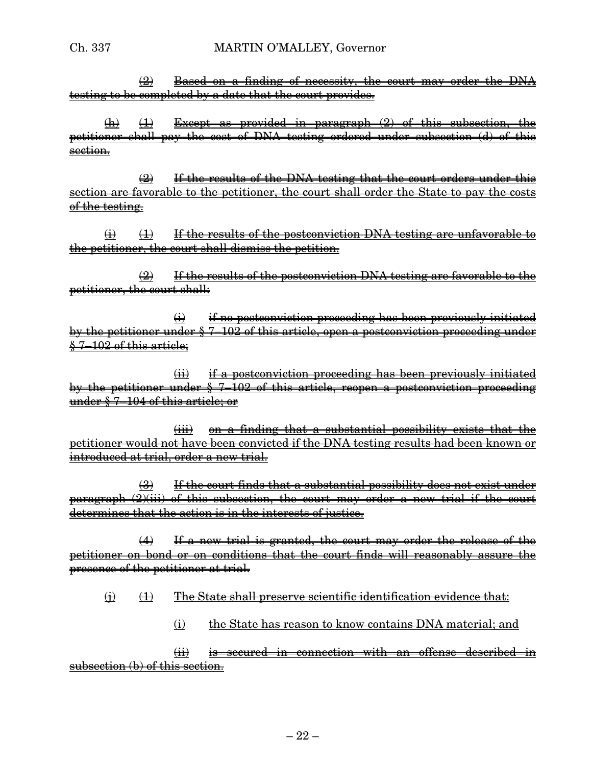~~(2) Based on a finding of necessity, the court may order the DNA testing to be completed by a date that the court provides.~~

~~(h) (1) Except as provided in paragraph (2) of this subsection, the petitioner shall pay the cost of DNA testing ordered under subsection (d) of this section.~~

~~(2) If the results of the DNA testing that the court orders under this section are favorable to the petitioner, the court shall order the State to pay the costs of the testing.~~

~~(i) (1) If the results of the postconviction DNA testing are unfavorable to the petitioner, the court shall dismiss the petition.~~

~~(2) If the results of the postconviction DNA testing are favorable to the petitioner, the court shall:~~

~~(i) if no postconviction proceeding has been previously initiated by the petitioner under § 7–102 of this article, open a postconviction proceeding under § 7–102 of this article;~~

~~(ii) if a postconviction proceeding has been previously initiated by the petitioner under § 7–102 of this article, reopen a postconviction proceeding under § 7–104 of this article; or~~

~~(iii) on a finding that a substantial possibility exists that the petitioner would not have been convicted if the DNA testing results had been known or introduced at trial, order a new trial.~~

~~(3) If the court finds that a substantial possibility does not exist under paragraph (2)(iii) of this subsection, the court may order a new trial if the court determines that the action is in the interests of justice.~~

~~(4) If a new trial is granted, the court may order the release of the petitioner on bond or on conditions that the court finds will reasonably assure the presence of the petitioner at trial.~~

~~(j) (1) The State shall preserve scientific identification evidence that:~~

~~(i) the State has reason to know contains DNA material; and~~

~~(ii) is secured in connection with an offense described in subsection (b) of this section.~~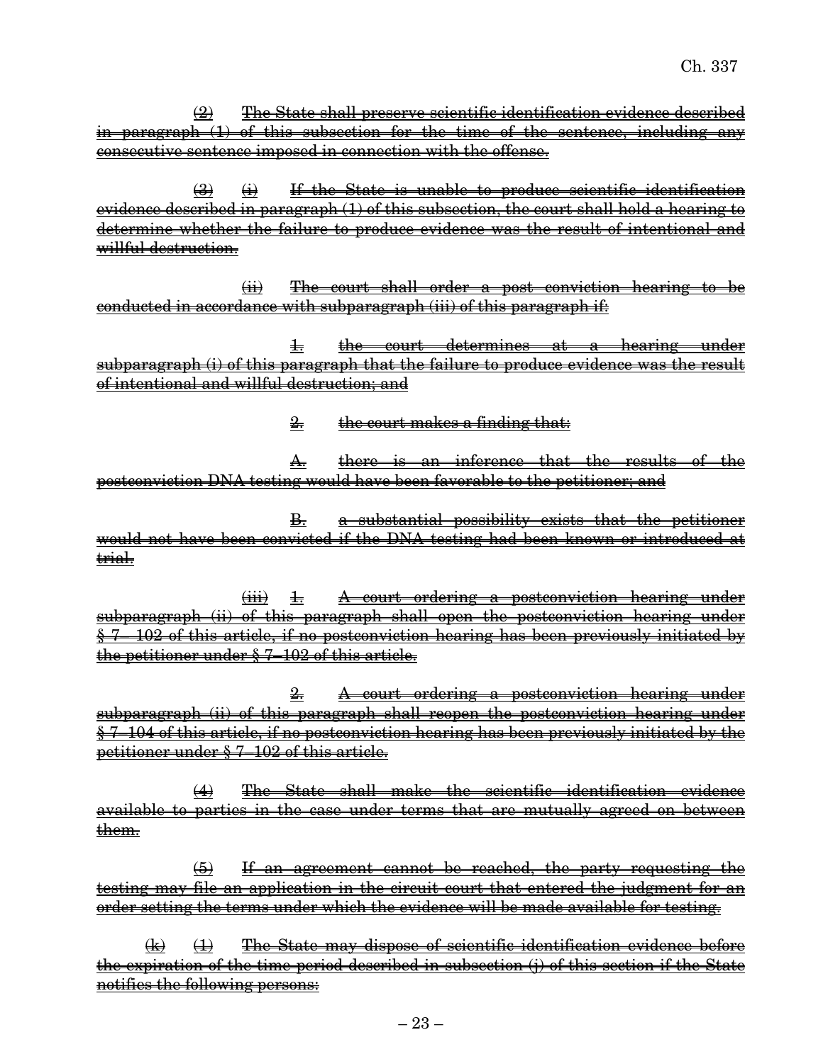~~(2) The State shall preserve scientific identification evidence described in paragraph (1) of this subsection for the time of the sentence, including any consecutive sentence imposed in connection with the offense.~~

~~(3) (i) If the State is unable to produce scientific identification evidence described in paragraph (1) of this subsection, the court shall hold a hearing to determine whether the failure to produce evidence was the result of intentional and willful destruction.~~

~~(ii) The court shall order a post conviction hearing to be conducted in accordance with subparagraph (iii) of this paragraph if:~~

~~1. the court determines at a hearing under subparagraph (i) of this paragraph that the failure to produce evidence was the result of intentional and willful destruction; and~~

~~2. the court makes a finding that:~~

~~A. there is an inference that the results of the postconviction DNA testing would have been favorable to the petitioner; and~~

~~B. a substantial possibility exists that the petitioner would not have been convicted if the DNA testing had been known or introduced at trial.~~

~~(iii) 1. A court ordering a postconviction hearing under subparagraph (ii) of this paragraph shall open the postconviction hearing under § 7–102 of this article, if no postconviction hearing has been previously initiated by the petitioner under § 7–102 of this article.~~

~~2. A court ordering a postconviction hearing under subparagraph (ii) of this paragraph shall reopen the postconviction hearing under § 7–104 of this article, if no postconviction hearing has been previously initiated by the petitioner under § 7–102 of this article.~~

~~(4) The State shall make the scientific identification evidence available to parties in the case under terms that are mutually agreed on between them.~~

~~(5) If an agreement cannot be reached, the party requesting the testing may file an application in the circuit court that entered the judgment for an order setting the terms under which the evidence will be made available for testing.~~

~~(k) (1) The State may dispose of scientific identification evidence before the expiration of the time period described in subsection (j) of this section if the State notifies the following persons:~~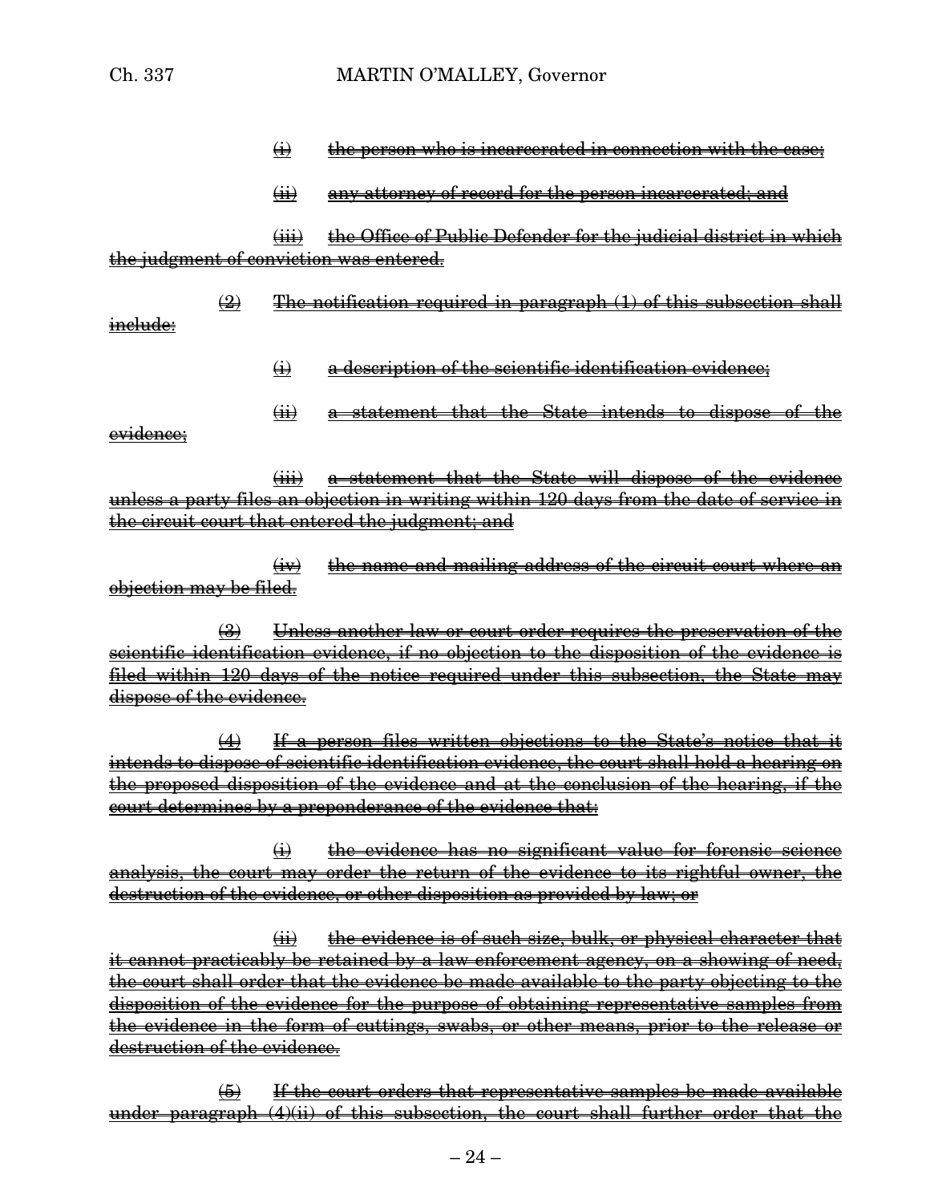~~(i) the person who is incarcerated in connection with the case;~~

~~(ii) any attorney of record for the person incarcerated; and~~

~~(iii) the Office of Public Defender for the judicial district in which the judgment of conviction was entered.~~

~~(2) The notification required in paragraph (1) of this subsection shall include:~~

~~(i) a description of the scientific identification evidence;~~

~~(ii) a statement that the State intends to dispose of the evidence;~~

~~(iii) a statement that the State will dispose of the evidence unless a party files an objection in writing within 120 days from the date of service in the circuit court that entered the judgment; and~~

~~(iv) the name and mailing address of the circuit court where an objection may be filed.~~

~~(3) Unless another law or court order requires the preservation of the scientific identification evidence, if no objection to the disposition of the evidence is filed within 120 days of the notice required under this subsection, the State may dispose of the evidence.~~

~~(4) If a person files written objections to the State's notice that it intends to dispose of scientific identification evidence, the court shall hold a hearing on the proposed disposition of the evidence and at the conclusion of the hearing, if the court determines by a preponderance of the evidence that:~~

~~(i) the evidence has no significant value for forensic science analysis, the court may order the return of the evidence to its rightful owner, the destruction of the evidence, or other disposition as provided by law; or~~

~~(ii) the evidence is of such size, bulk, or physical character that it cannot practicably be retained by a law enforcement agency, on a showing of need, the court shall order that the evidence be made available to the party objecting to the disposition of the evidence for the purpose of obtaining representative samples from the evidence in the form of cuttings, swabs, or other means, prior to the release or destruction of the evidence.~~

~~(5) If the court orders that representative samples be made available under paragraph (4)(ii) of this subsection, the court shall further order that the~~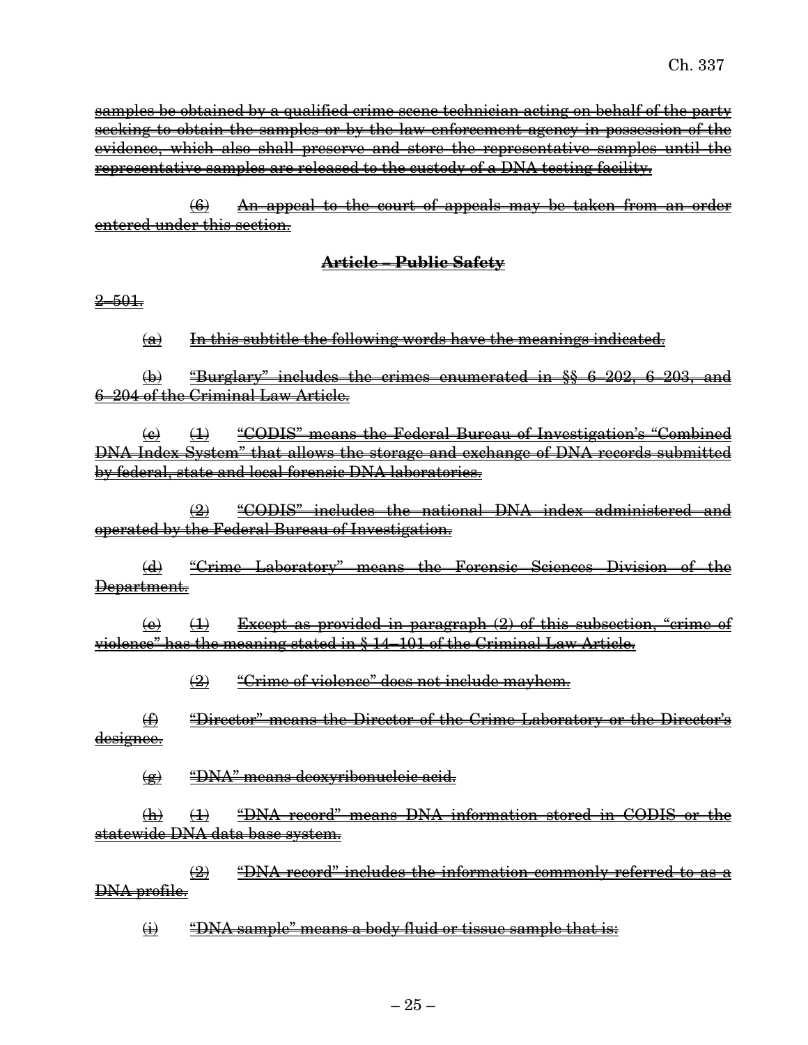~~samples be obtained by a qualified crime scene technician acting on behalf of the party seeking to obtain the samples or by the law enforcement agency in possession of the evidence, which also shall preserve and store the representative samples until the representative samples are released to the custody of a DNA testing facility.~~

~~(6) An appeal to the court of appeals may be taken from an order entered under this section.~~

## ~~Article – Public Safety~~

~~2–501.~~

~~(a) In this subtitle the following words have the meanings indicated.~~

~~(b) "Burglary" includes the crimes enumerated in §§ 6–202, 6–203, and 6–204 of the Criminal Law Article.~~

~~(c) (1) "CODIS" means the Federal Bureau of Investigation's "Combined DNA Index System" that allows the storage and exchange of DNA records submitted by federal, state and local forensic DNA laboratories.~~

~~(2) "CODIS" includes the national DNA index administered and operated by the Federal Bureau of Investigation.~~

~~(d) "Crime Laboratory" means the Forensic Sciences Division of the Department.~~

~~(e) (1) Except as provided in paragraph (2) of this subsection, "crime of violence" has the meaning stated in § 14–101 of the Criminal Law Article.~~

~~(2) "Crime of violence" does not include mayhem.~~

~~(f) "Director" means the Director of the Crime Laboratory or the Director's designee.~~

~~(g) "DNA" means deoxyribonucleic acid.~~

~~(h) (1) "DNA record" means DNA information stored in CODIS or the statewide DNA data base system.~~

~~(2) "DNA record" includes the information commonly referred to as a DNA profile.~~

~~(i) "DNA sample" means a body fluid or tissue sample that is:~~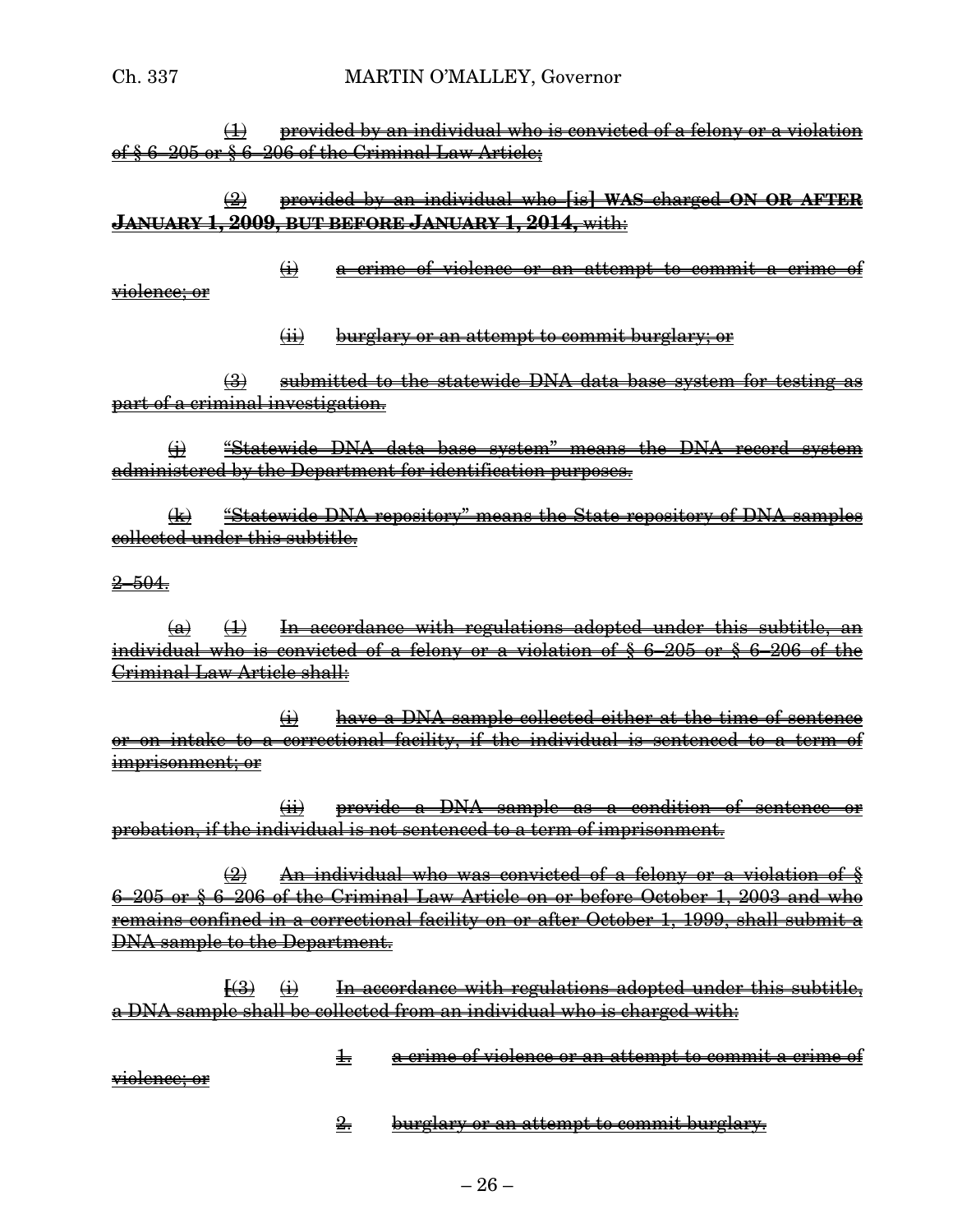~~(1) provided by an individual who is convicted of a felony or a violation of § 6–205 or § 6–206 of the Criminal Law Article;~~

~~(2) provided by an individual who [is] **WAS** charged **ON OR AFTER JANUARY 1, 2009, BUT BEFORE JANUARY 1, 2014,** with:~~

~~(i) a crime of violence or an attempt to commit a crime of violence; or~~

~~(ii) burglary or an attempt to commit burglary; or~~

~~(3) submitted to the statewide DNA data base system for testing as part of a criminal investigation.~~

~~(j) "Statewide DNA data base system" means the DNA record system administered by the Department for identification purposes.~~

~~(k) "Statewide DNA repository" means the State repository of DNA samples collected under this subtitle.~~

~~2–504.~~

~~(a) (1) In accordance with regulations adopted under this subtitle, an individual who is convicted of a felony or a violation of § 6–205 or § 6–206 of the Criminal Law Article shall:~~

~~(i) have a DNA sample collected either at the time of sentence or on intake to a correctional facility, if the individual is sentenced to a term of imprisonment; or~~

~~(ii) provide a DNA sample as a condition of sentence or probation, if the individual is not sentenced to a term of imprisonment.~~

~~(2) An individual who was convicted of a felony or a violation of § 6–205 or § 6–206 of the Criminal Law Article on or before October 1, 2003 and who remains confined in a correctional facility on or after October 1, 1999, shall submit a DNA sample to the Department.~~

~~[(3) (i) In accordance with regulations adopted under this subtitle, a DNA sample shall be collected from an individual who is charged with:~~

~~1. a crime of violence or an attempt to commit a crime of violence; or~~

~~2. burglary or an attempt to commit burglary.~~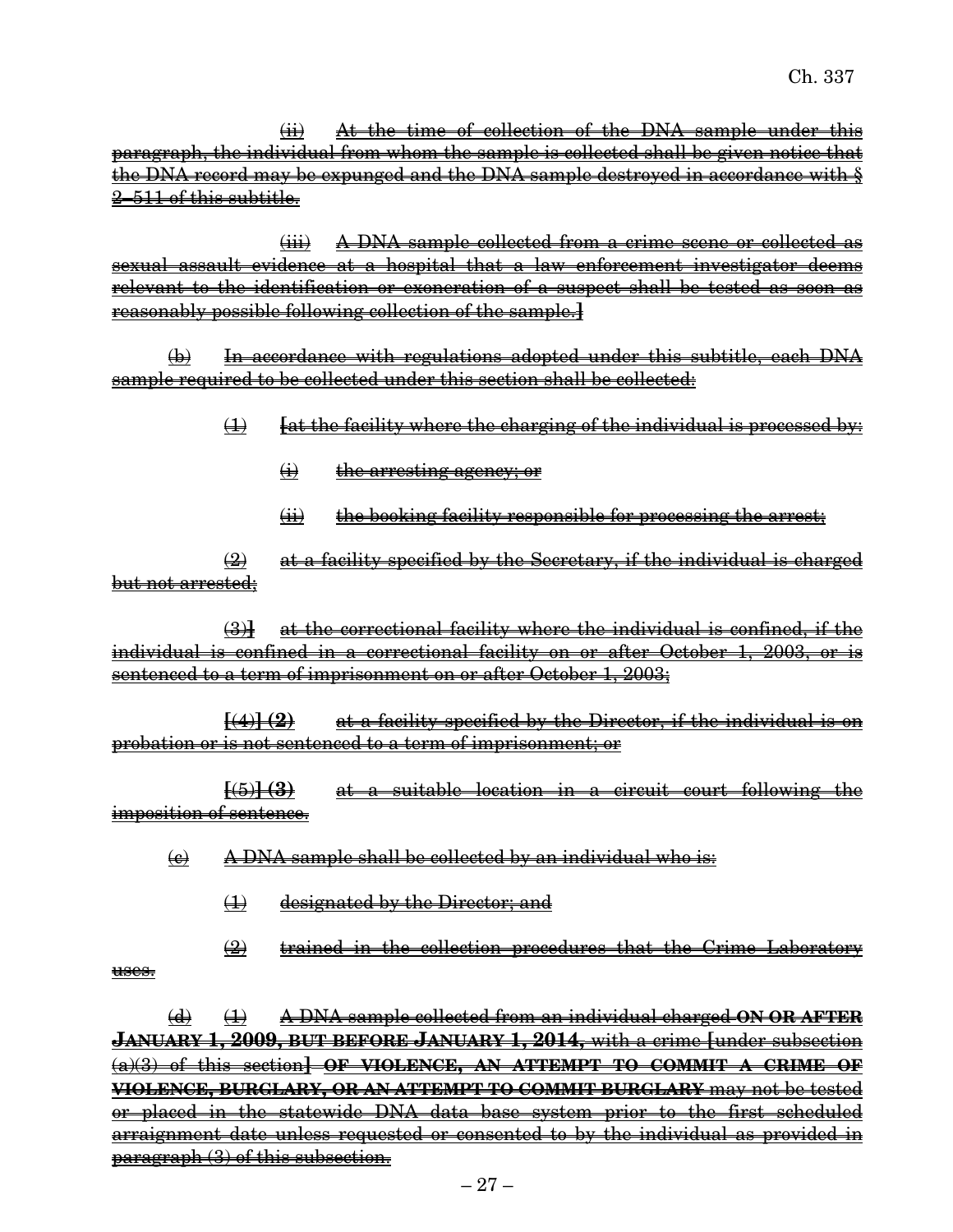(ii) ~~At the time of collection of the DNA sample under this paragraph, the individual from whom the sample is collected shall be given notice that the DNA record may be expunged and the DNA sample destroyed in accordance with § 2–511 of this subtitle.~~

(iii) ~~A DNA sample collected from a crime scene or collected as sexual assault evidence at a hospital that a law enforcement investigator deems relevant to the identification or exoneration of a suspect shall be tested as soon as reasonably possible following collection of the sample.]~~

(b) ~~In accordance with regulations adopted under this subtitle, each DNA sample required to be collected under this section shall be collected:~~

(1) ~~[at the facility where the charging of the individual is processed by:~~

(i) ~~the arresting agency; or~~

(ii) ~~the booking facility responsible for processing the arrest;~~

(2) ~~at a facility specified by the Secretary, if the individual is charged but not arrested;~~

(3)] ~~at the correctional facility where the individual is confined, if the individual is confined in a correctional facility on or after October 1, 2003, or is sentenced to a term of imprisonment on or after October 1, 2003;~~

[(4)] **(2)** ~~at a facility specified by the Director, if the individual is on probation or is not sentenced to a term of imprisonment; or~~

[(5)] **(3)** ~~at a suitable location in a circuit court following the imposition of sentence.~~

(c) ~~A DNA sample shall be collected by an individual who is:~~

(1) ~~designated by the Director; and~~

(2) ~~trained in the collection procedures that the Crime Laboratory uses.~~

(d) (1) ~~A DNA sample collected from an individual charged~~ ~~**ON OR AFTER JANUARY 1, 2009, BUT BEFORE JANUARY 1, 2014,**~~ ~~with a crime [under subsection (a)(3) of this section]~~ ~~**OF VIOLENCE, AN ATTEMPT TO COMMIT A CRIME OF VIOLENCE, BURGLARY, OR AN ATTEMPT TO COMMIT BURGLARY**~~ ~~may not be tested or placed in the statewide DNA data base system prior to the first scheduled arraignment date unless requested or consented to by the individual as provided in paragraph (3) of this subsection.~~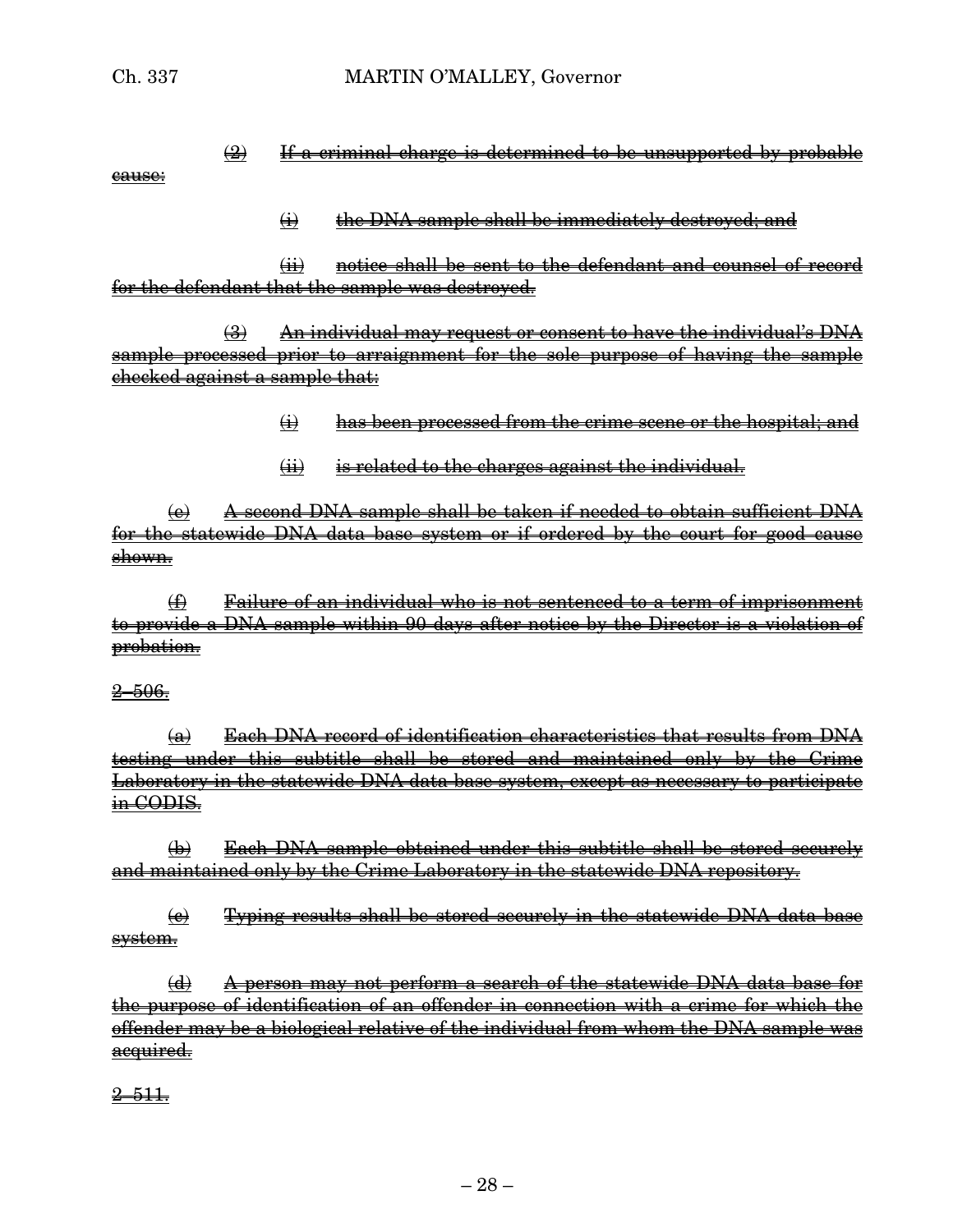~~(2) If a criminal charge is determined to be unsupported by probable cause:~~

~~(i) the DNA sample shall be immediately destroyed; and~~

~~(ii) notice shall be sent to the defendant and counsel of record for the defendant that the sample was destroyed.~~

~~(3) An individual may request or consent to have the individual's DNA sample processed prior to arraignment for the sole purpose of having the sample checked against a sample that:~~

~~(i) has been processed from the crime scene or the hospital; and~~

~~(ii) is related to the charges against the individual.~~

~~(e) A second DNA sample shall be taken if needed to obtain sufficient DNA for the statewide DNA data base system or if ordered by the court for good cause shown.~~

~~(f) Failure of an individual who is not sentenced to a term of imprisonment to provide a DNA sample within 90 days after notice by the Director is a violation of probation.~~

~~2–506.~~

~~(a) Each DNA record of identification characteristics that results from DNA testing under this subtitle shall be stored and maintained only by the Crime Laboratory in the statewide DNA data base system, except as necessary to participate in CODIS.~~

~~(b) Each DNA sample obtained under this subtitle shall be stored securely and maintained only by the Crime Laboratory in the statewide DNA repository.~~

~~(c) Typing results shall be stored securely in the statewide DNA data base system.~~

~~(d) A person may not perform a search of the statewide DNA data base for the purpose of identification of an offender in connection with a crime for which the offender may be a biological relative of the individual from whom the DNA sample was acquired.~~

~~2–511.~~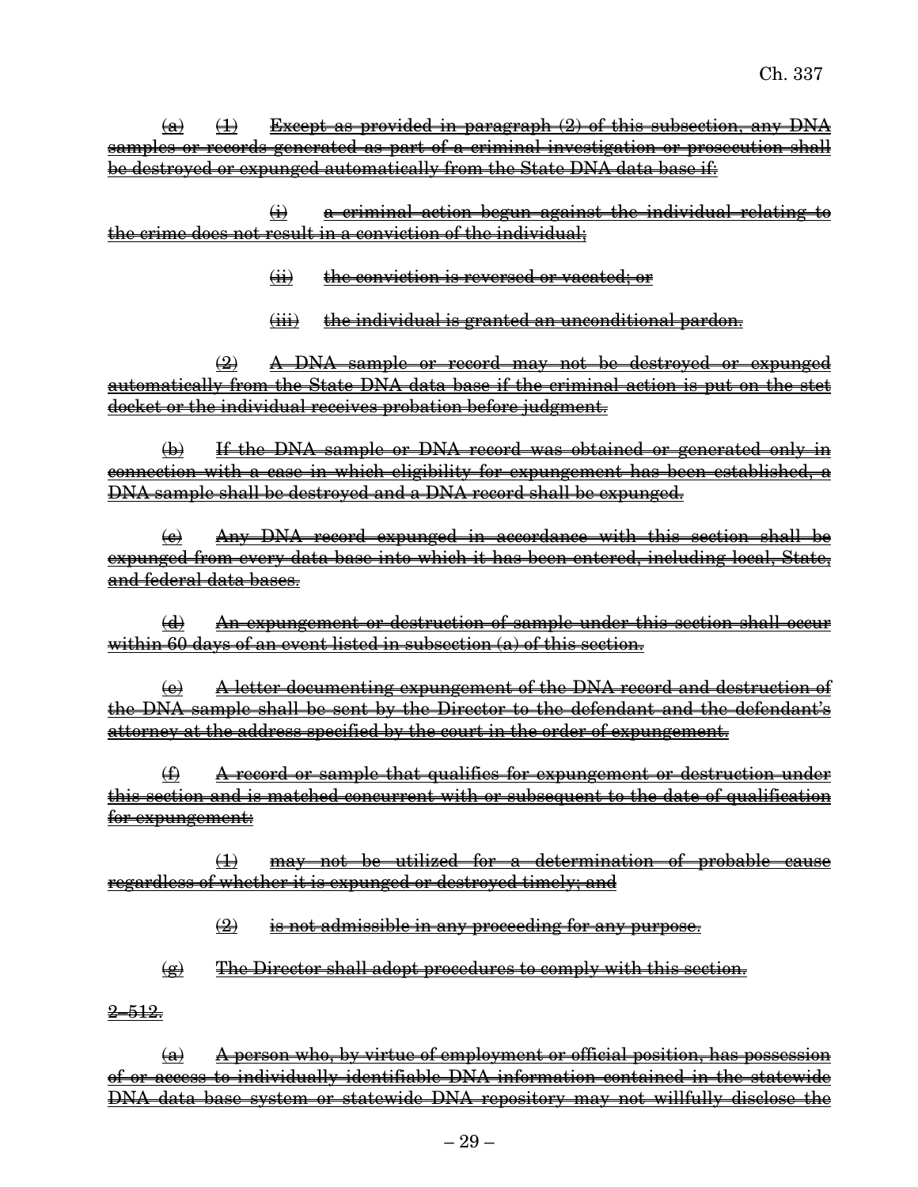~~(a) (1) Except as provided in paragraph (2) of this subsection, any DNA samples or records generated as part of a criminal investigation or prosecution shall be destroyed or expunged automatically from the State DNA data base if:~~

~~(i) a criminal action begun against the individual relating to the crime does not result in a conviction of the individual;~~

~~(ii) the conviction is reversed or vacated; or~~

~~(iii) the individual is granted an unconditional pardon.~~

~~(2) A DNA sample or record may not be destroyed or expunged automatically from the State DNA data base if the criminal action is put on the stet docket or the individual receives probation before judgment.~~

~~(b) If the DNA sample or DNA record was obtained or generated only in connection with a case in which eligibility for expungement has been established, a DNA sample shall be destroyed and a DNA record shall be expunged.~~

~~(c) Any DNA record expunged in accordance with this section shall be expunged from every data base into which it has been entered, including local, State, and federal data bases.~~

~~(d) An expungement or destruction of sample under this section shall occur within 60 days of an event listed in subsection (a) of this section.~~

~~(e) A letter documenting expungement of the DNA record and destruction of the DNA sample shall be sent by the Director to the defendant and the defendant's attorney at the address specified by the court in the order of expungement.~~

~~(f) A record or sample that qualifies for expungement or destruction under this section and is matched concurrent with or subsequent to the date of qualification for expungement:~~

~~(1) may not be utilized for a determination of probable cause regardless of whether it is expunged or destroyed timely; and~~

~~(2) is not admissible in any proceeding for any purpose.~~

~~(g) The Director shall adopt procedures to comply with this section.~~

~~2–512.~~

~~(a) A person who, by virtue of employment or official position, has possession of or access to individually identifiable DNA information contained in the statewide DNA data base system or statewide DNA repository may not willfully disclose the~~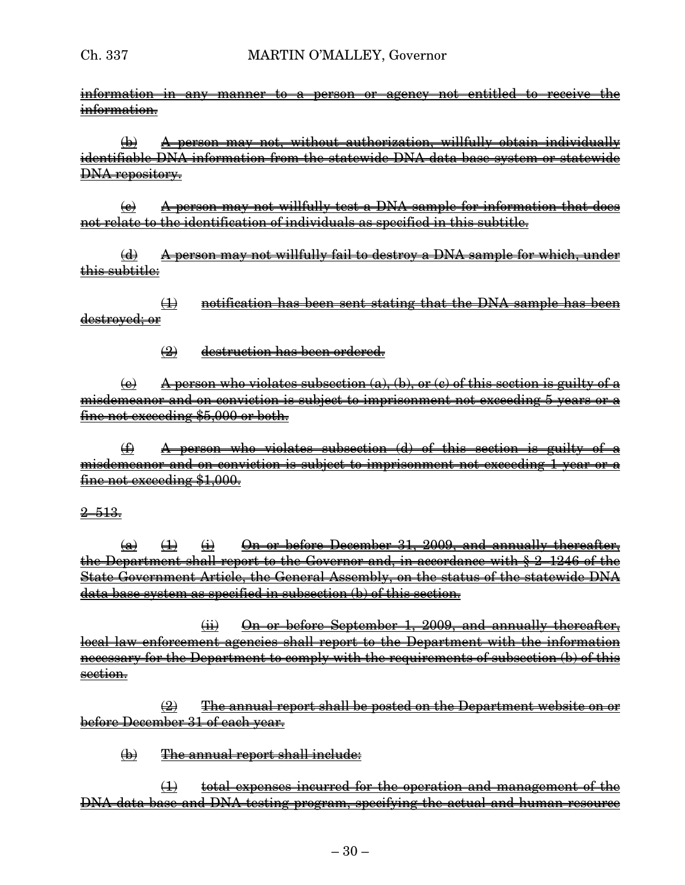~~information in any manner to a person or agency not entitled to receive the information.~~

~~(b) A person may not, without authorization, willfully obtain individually identifiable DNA information from the statewide DNA data base system or statewide DNA repository.~~

~~(c) A person may not willfully test a DNA sample for information that does not relate to the identification of individuals as specified in this subtitle.~~

~~(d) A person may not willfully fail to destroy a DNA sample for which, under this subtitle:~~

~~(1) notification has been sent stating that the DNA sample has been destroyed; or~~

~~(2) destruction has been ordered.~~

~~(e) A person who violates subsection (a), (b), or (c) of this section is guilty of a misdemeanor and on conviction is subject to imprisonment not exceeding 5 years or a fine not exceeding $5,000 or both.~~

~~(f) A person who violates subsection (d) of this section is guilty of a misdemeanor and on conviction is subject to imprisonment not exceeding 1 year or a fine not exceeding $1,000.~~

~~2–513.~~

~~(a) (1) (i) On or before December 31, 2009, and annually thereafter, the Department shall report to the Governor and, in accordance with § 2–1246 of the State Government Article, the General Assembly, on the status of the statewide DNA data base system as specified in subsection (b) of this section.~~

~~(ii) On or before September 1, 2009, and annually thereafter, local law enforcement agencies shall report to the Department with the information necessary for the Department to comply with the requirements of subsection (b) of this section.~~

~~(2) The annual report shall be posted on the Department website on or before December 31 of each year.~~

~~(b) The annual report shall include:~~

~~(1) total expenses incurred for the operation and management of the DNA data base and DNA testing program, specifying the actual and human resource~~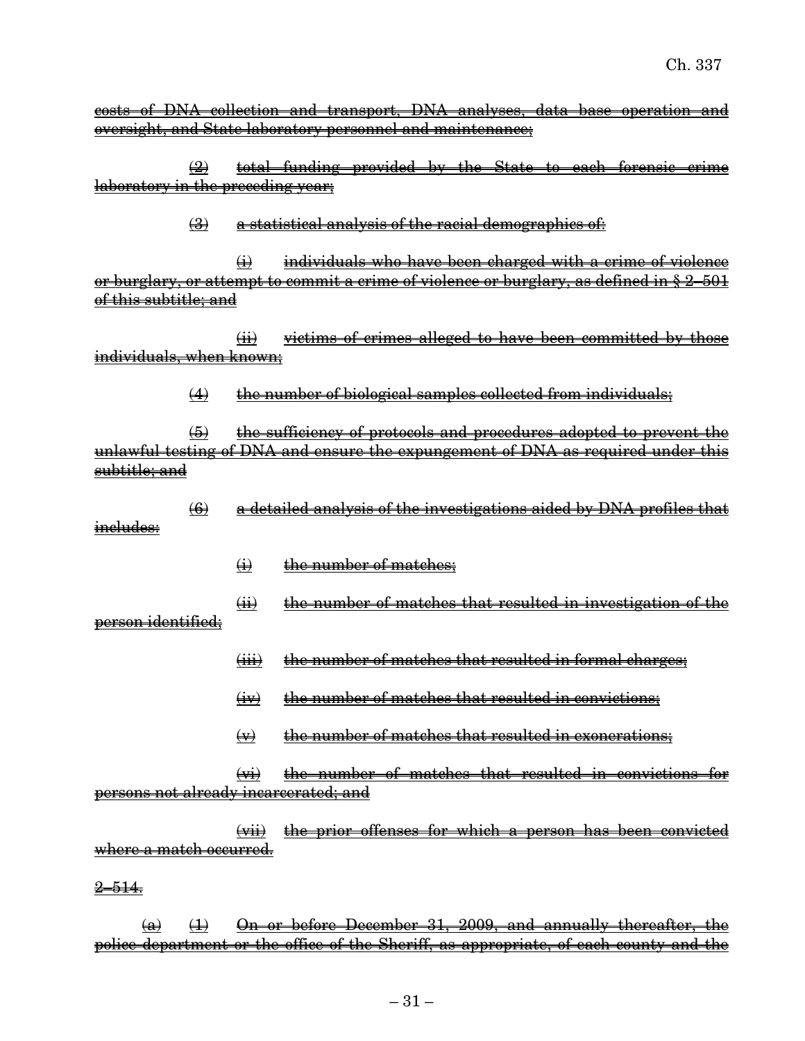~~costs of DNA collection and transport, DNA analyses, data base operation and oversight, and State laboratory personnel and maintenance;~~

~~(2) total funding provided by the State to each forensic crime laboratory in the preceding year;~~

~~(3) a statistical analysis of the racial demographics of:~~

~~(i) individuals who have been charged with a crime of violence or burglary, or attempt to commit a crime of violence or burglary, as defined in § 2–501 of this subtitle; and~~

~~(ii) victims of crimes alleged to have been committed by those individuals, when known;~~

~~(4) the number of biological samples collected from individuals;~~

~~(5) the sufficiency of protocols and procedures adopted to prevent the unlawful testing of DNA and ensure the expungement of DNA as required under this subtitle; and~~

~~(6) a detailed analysis of the investigations aided by DNA profiles that includes:~~

~~(i) the number of matches;~~

~~(ii) the number of matches that resulted in investigation of the person identified;~~

~~(iii) the number of matches that resulted in formal charges;~~

~~(iv) the number of matches that resulted in convictions;~~

~~(v) the number of matches that resulted in exonerations;~~

~~(vi) the number of matches that resulted in convictions for persons not already incarcerated; and~~

~~(vii) the prior offenses for which a person has been convicted where a match occurred.~~

~~2–514.~~

~~(a) (1) On or before December 31, 2009, and annually thereafter, the police department or the office of the Sheriff, as appropriate, of each county and the~~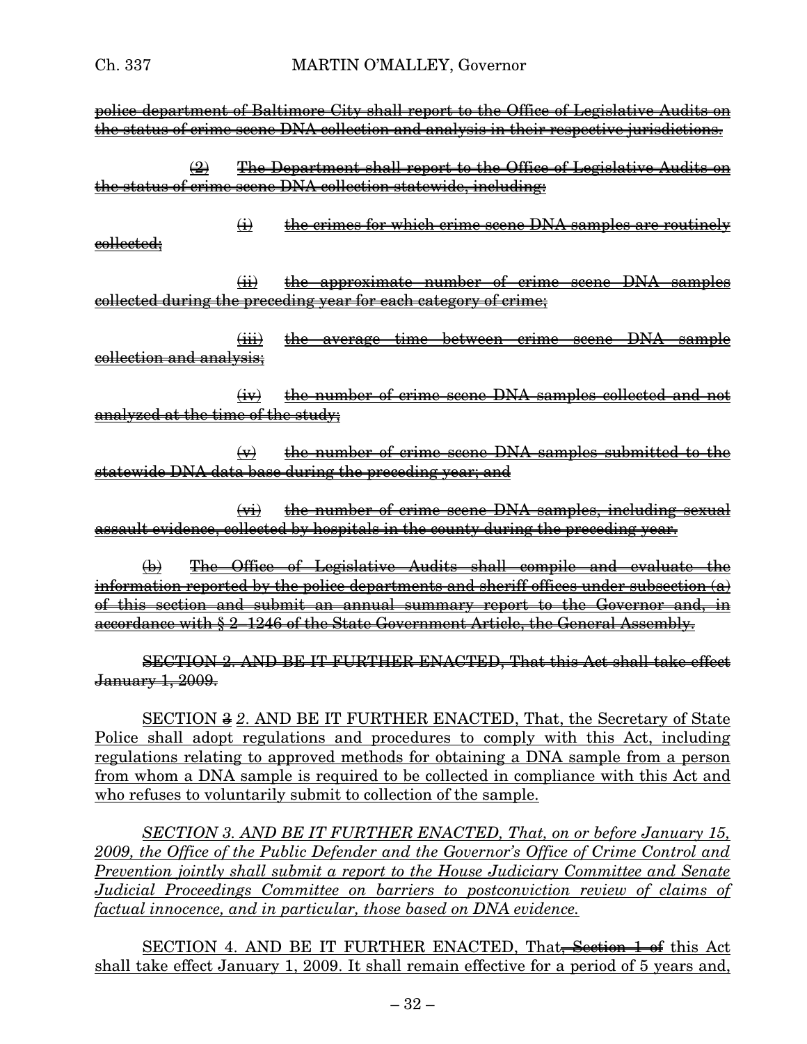~~police department of Baltimore City shall report to the Office of Legislative Audits on the status of crime scene DNA collection and analysis in their respective jurisdictions.~~

~~(2) The Department shall report to the Office of Legislative Audits on the status of crime scene DNA collection statewide, including:~~

~~(i) the crimes for which crime scene DNA samples are routinely collected;~~

~~(ii) the approximate number of crime scene DNA samples collected during the preceding year for each category of crime;~~

~~(iii) the average time between crime scene DNA sample collection and analysis;~~

~~(iv) the number of crime scene DNA samples collected and not analyzed at the time of the study;~~

~~(v) the number of crime scene DNA samples submitted to the statewide DNA data base during the preceding year; and~~

~~(vi) the number of crime scene DNA samples, including sexual assault evidence, collected by hospitals in the county during the preceding year.~~

~~(b) The Office of Legislative Audits shall compile and evaluate the information reported by the police departments and sheriff offices under subsection (a) of this section and submit an annual summary report to the Governor and, in accordance with § 2–1246 of the State Government Article, the General Assembly.~~

~~SECTION 2. AND BE IT FURTHER ENACTED, That this Act shall take effect January 1, 2009.~~

<u>SECTION</u> ~~3~~ *2*. <u>AND BE IT FURTHER ENACTED, That, the Secretary of State Police shall adopt regulations and procedures to comply with this Act, including regulations relating to approved methods for obtaining a DNA sample from a person from whom a DNA sample is required to be collected in compliance with this Act and who refuses to voluntarily submit to collection of the sample.</u>

<u>*SECTION 3. AND BE IT FURTHER ENACTED, That, on or before January 15, 2009, the Office of the Public Defender and the Governor's Office of Crime Control and Prevention jointly shall submit a report to the House Judiciary Committee and Senate Judicial Proceedings Committee on barriers to postconviction review of claims of factual innocence, and in particular, those based on DNA evidence.*</u>

<u>SECTION 4. AND BE IT FURTHER ENACTED, That</u>~~, Section 1 of~~ <u>this Act shall take effect January 1, 2009. It shall remain effective for a period of 5 years and,</u>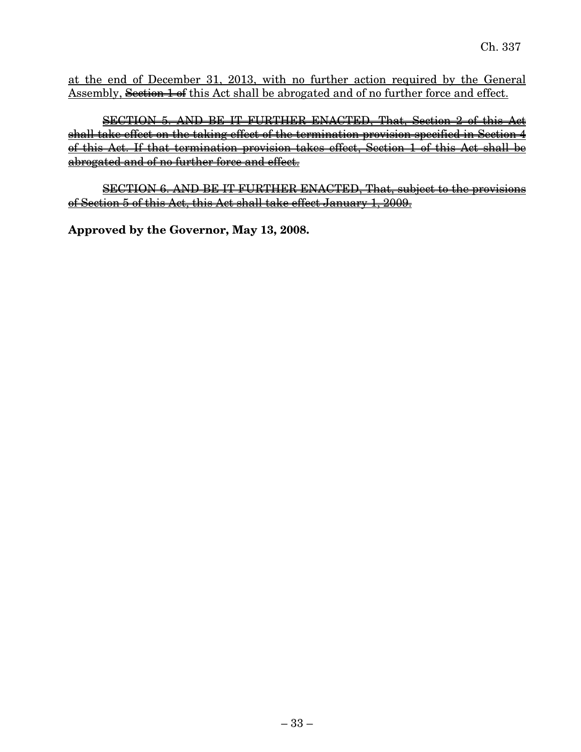at the end of December 31, 2013, with no further action required by the General Assembly, ~~Section 1 of~~ this Act shall be abrogated and of no further force and effect.

~~SECTION 5. AND BE IT FURTHER ENACTED, That, Section 2 of this Act shall take effect on the taking effect of the termination provision specified in Section 4 of this Act. If that termination provision takes effect, Section 1 of this Act shall be abrogated and of no further force and effect.~~

~~SECTION 6. AND BE IT FURTHER ENACTED, That, subject to the provisions of Section 5 of this Act, this Act shall take effect January 1, 2009.~~

**Approved by the Governor, May 13, 2008.**